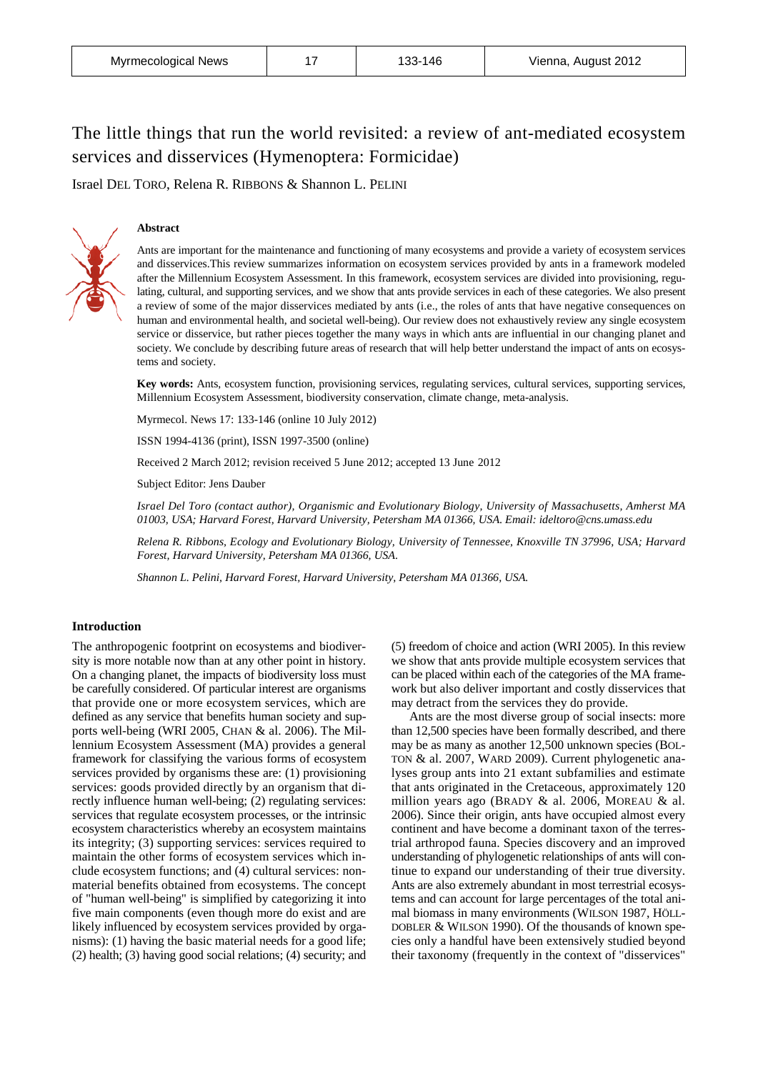# The little things that run the world revisited: a review of ant-mediated ecosystem services and disservices (Hymenoptera: Formicidae)

Israel DEL TORO, Relena R. RIBBONS & Shannon L. PELINI

## Abstract

Ants are important for the maintenance and functioning of many ecosystems and provide a variety of ecosystem services and disservices.This review summarizes information on ecosystem services provided by ants in a framework modeled after the Millennium Ecosystem Assessment. In this framework, ecosystem services are divided into provisioning, regulating, cultural, and supporting services, and we show that ants provide services in each of these categories. We also present a review of some of the major disservices mediated by ants (i.e., the roles of ants that have negative consequences on human and environmental health, and societal well-being). Our review does not exhaustively review any single ecosystem service or disservice, but rather pieces together the many ways in which ants are influential in our changing planet and society. We conclude by describing future areas of research that will help better understand the impact of ants on ecosystems and society.

**Key words:** Ants, ecosystem function, provisioning services, regulating services, cultural services, supporting services, Millennium Ecosystem Assessment, biodiversity conservation, climate change, meta-analysis.

Myrmecol. News 17: 133-146 (online 10 July 2012)

ISSN 1994-4136 (print), ISSN 1997-3500 (online)

Received 2 March 2012; revision received 5 June 2012; accepted 13 June 2012

Subject Editor: Jens Dauber

*Israel Del Toro (contact author), Organismic and Evolutionary Biology, University of Massachusetts, Amherst MA 01003, USA; Harvard Forest, Harvard University, Petersham MA 01366, USA. Email: ideltoro@cns.umass.edu*

*Relena R. Ribbons, Ecology and Evolutionary Biology, University of Tennessee, Knoxville TN 37996, USA; Harvard Forest, Harvard University, Petersham MA 01366, USA.*

*Shannon L. Pelini, Harvard Forest, Harvard University, Petersham MA 01366, USA.*

## Introduction

The anthropogenic footprint on ecosystems and biodiversity is more notable now than at any other point in history. On a changing planet, the impacts of biodiversity loss must be carefully considered. Of particular interest are organisms that provide one or more ecosystem services, which are defined as any service that benefits human society and supports well-being (WRI 2005, CHAN & al. 2006). The Millennium Ecosystem Assessment (MA) provides a general framework for classifying the various forms of ecosystem services provided by organisms these are: (1) provisioning services: goods provided directly by an organism that directly influence human well-being; (2) regulating services: services that regulate ecosystem processes, or the intrinsic ecosystem characteristics whereby an ecosystem maintains its integrity; (3) supporting services: services required to maintain the other forms of ecosystem services which include ecosystem functions; and (4) cultural services: non-material benefits obtained from ecosystems. The concept of "human well-being" is simplified by categorizing it into five main components (even though more do exist and are likely influenced by ecosystem services provided by organisms): (1) having the basic material needs for a good life; (2) health; (3) having good social relations; (4) security; and (5) freedom of choice and action (WRI 2005). In this review we show that ants provide multiple ecosystem services that can be placed within each of the categories of the MA framework but also deliver important and costly disservices that may detract from the services they do provide.

Ants are the most diverse group of social insects: more than 12,500 species have been formally described, and there may be as many as another 12,500 unknown species (BOLTON & al. 2007, WARD 2009). Current phylogenetic analyses group ants into 21 extant subfamilies and estimate that ants originated in the Cretaceous, approximately 120 million years ago (BRADY & al. 2006, MOREAU & al. 2006). Since their origin, ants have occupied almost every continent and have become a dominant taxon of the terrestrial arthropod fauna. Species discovery and an improved understanding of phylogenetic relationships of ants will continue to expand our understanding of their true diversity. Ants are also extremely abundant in most terrestrial ecosystems and can account for large percentages of the total animal biomass in many environments (WILSON 1987, HÖLLDOBLER & WILSON 1990). Of the thousands of known species only a handful have been extensively studied beyond their taxonomy (frequently in the context of "disservices"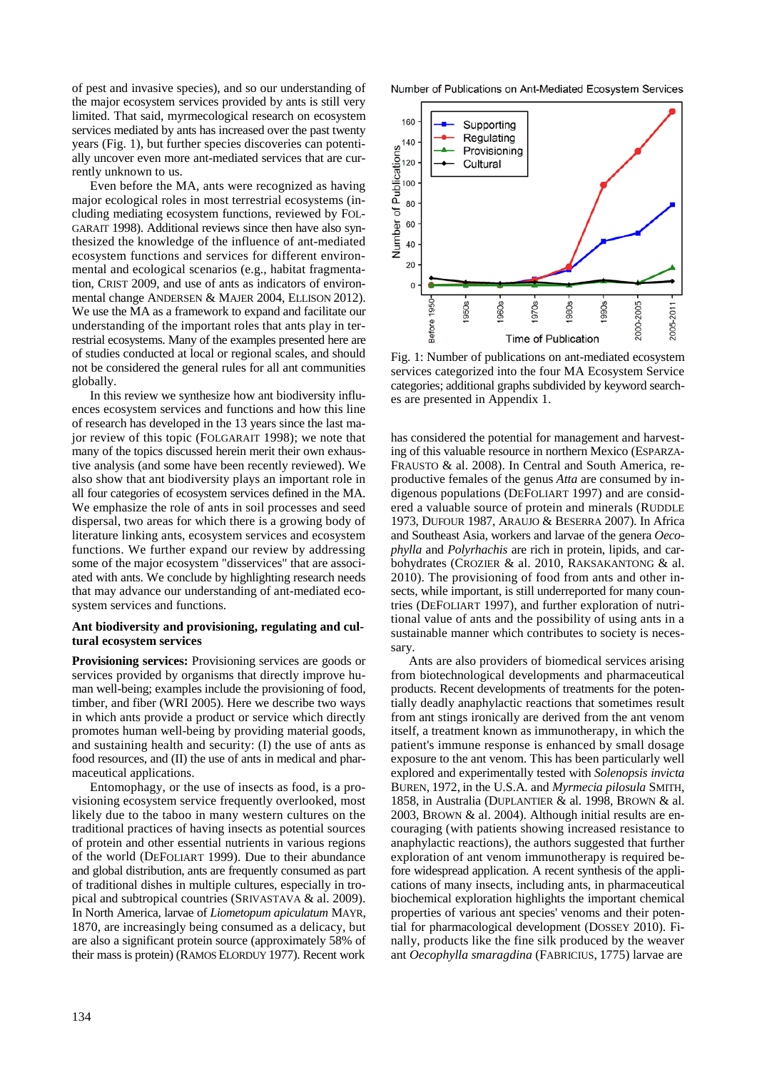of pest and invasive species), and so our understanding of the major ecosystem services provided by ants is still very limited. That said, myrmecological research on ecosystem services mediated by ants has increased over the past twenty years (Fig. 1), but further species discoveries can potentially uncover even more ant-mediated services that are currently unknown to us.

Even before the MA, ants were recognized as having major ecological roles in most terrestrial ecosystems (including mediating ecosystem functions, reviewed by FOLGARAIT 1998). Additional reviews since then have also synthesized the knowledge of the influence of ant-mediated ecosystem functions and services for different environmental and ecological scenarios (e.g., habitat fragmentation, CRIST 2009, and use of ants as indicators of environmental change ANDERSEN & MAJER 2004, ELLISON 2012). We use the MA as a framework to expand and facilitate our understanding of the important roles that ants play in terrestrial ecosystems. Many of the examples presented here are of studies conducted at local or regional scales, and should not be considered the general rules for all ant communities globally.

In this review we synthesize how ant biodiversity influences ecosystem services and functions and how this line of research has developed in the 13 years since the last major review of this topic (FOLGARAIT 1998); we note that many of the topics discussed herein merit their own exhaustive analysis (and some have been recently reviewed). We also show that ant biodiversity plays an important role in all four categories of ecosystem services defined in the MA. We emphasize the role of ants in soil processes and seed dispersal, two areas for which there is a growing body of literature linking ants, ecosystem services and ecosystem functions. We further expand our review by addressing some of the major ecosystem "disservices" that are associated with ants. We conclude by highlighting research needs that may advance our understanding of ant-mediated ecosystem services and functions.

## Ant biodiversity and provisioning, regulating and cultural ecosystem services

**Provisioning services:** Provisioning services are goods or services provided by organisms that directly improve human well-being; examples include the provisioning of food, timber, and fiber (WRI 2005). Here we describe two ways in which ants provide a product or service which directly promotes human well-being by providing material goods, and sustaining health and security: (I) the use of ants as food resources, and (II) the use of ants in medical and pharmaceutical applications.

Entomophagy, or the use of insects as food, is a provisioning ecosystem service frequently overlooked, most likely due to the taboo in many western cultures on the traditional practices of having insects as potential sources of protein and other essential nutrients in various regions of the world (DEFOLIART 1999). Due to their abundance and global distribution, ants are frequently consumed as part of traditional dishes in multiple cultures, especially in tropical and subtropical countries (SRIVASTAVA & al. 2009). In North America, larvae of *Liometopum apiculatum* MAYR, 1870, are increasingly being consumed as a delicacy, but are also a significant protein source (approximately 58% of their mass is protein) (RAMOS ELORDUY 1977). Recent work

Number of Publications on Ant-Mediated Ecosystem Services

Fig. 1: Number of publications on ant-mediated ecosystem services categorized into the four MA Ecosystem Service categories; additional graphs subdivided by keyword searches are presented in Appendix 1.

has considered the potential for management and harvesting of this valuable resource in northern Mexico (ESPARZA-FRAUSTO & al. 2008). In Central and South America, reproductive females of the genus *Atta* are consumed by indigenous populations (DEFOLIART 1997) and are considered a valuable source of protein and minerals (RUDDLE 1973, DUFOUR 1987, ARAUJO & BESERRA 2007). In Africa and Southeast Asia, workers and larvae of the genera *Oecophylla* and *Polyrhachis* are rich in protein, lipids, and carbohydrates (CROZIER & al. 2010, RAKSAKANTONG & al. 2010). The provisioning of food from ants and other insects, while important, is still underreported for many countries (DEFOLIART 1997), and further exploration of nutritional value of ants and the possibility of using ants in a sustainable manner which contributes to society is necessary.

Ants are also providers of biomedical services arising from biotechnological developments and pharmaceutical products. Recent developments of treatments for the potentially deadly anaphylactic reactions that sometimes result from ant stings ironically are derived from the ant venom itself, a treatment known as immunotherapy, in which the patient's immune response is enhanced by small dosage exposure to the ant venom. This has been particularly well explored and experimentally tested with *Solenopsis invicta* BUREN, 1972, in the U.S.A. and *Myrmecia pilosula* SMITH, 1858, in Australia (DUPLANTIER & al. 1998, BROWN & al. 2003, BROWN & al. 2004). Although initial results are encouraging (with patients showing increased resistance to anaphylactic reactions), the authors suggested that further exploration of ant venom immunotherapy is required before widespread application. A recent synthesis of the applications of many insects, including ants, in pharmaceutical biochemical exploration highlights the important chemical properties of various ant species' venoms and their potential for pharmacological development (DOSSEY 2010). Finally, products like the fine silk produced by the weaver ant *Oecophylla smaragdina* (FABRICIUS, 1775) larvae are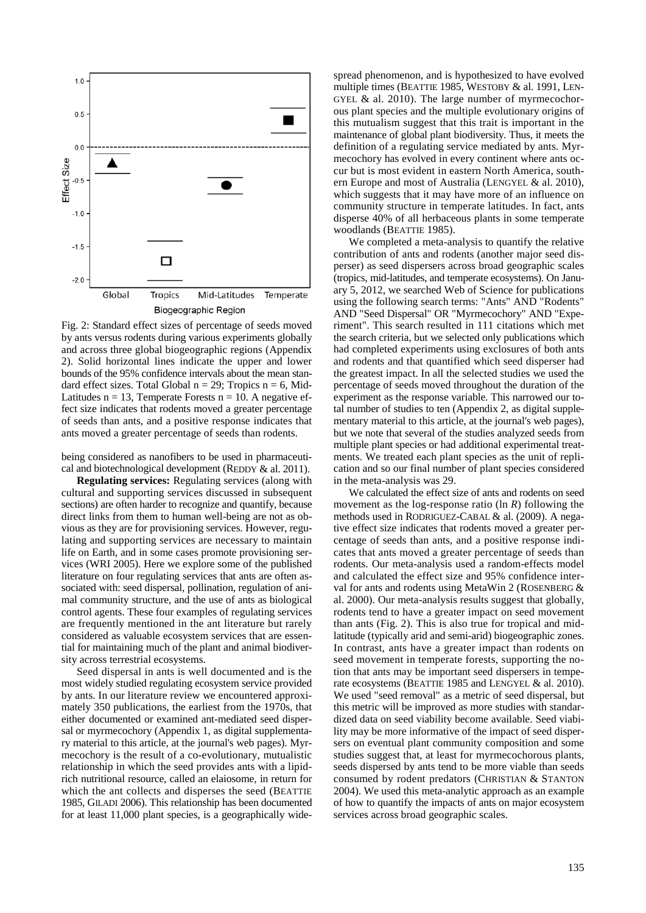Fig. 2: Standard effect sizes of percentage of seeds moved by ants versus rodents during various experiments globally and across three global biogeographic regions (Appendix 2). Solid horizontal lines indicate the upper and lower bounds of the 95% confidence intervals about the mean standard effect sizes. Total Global n = 29; Tropics n = 6, Mid-Latitudes n = 13, Temperate Forests n = 10. A negative effect size indicates that rodents moved a greater percentage of seeds than ants, and a positive response indicates that ants moved a greater percentage of seeds than rodents.

being considered as nanofibers to be used in pharmaceutical and biotechnological development (REDDY & al. 2011).

**Regulating services:** Regulating services (along with cultural and supporting services discussed in subsequent sections) are often harder to recognize and quantify, because direct links from them to human well-being are not as obvious as they are for provisioning services. However, regulating and supporting services are necessary to maintain life on Earth, and in some cases promote provisioning services (WRI 2005). Here we explore some of the published literature on four regulating services that ants are often associated with: seed dispersal, pollination, regulation of animal community structure, and the use of ants as biological control agents. These four examples of regulating services are frequently mentioned in the ant literature but rarely considered as valuable ecosystem services that are essential for maintaining much of the plant and animal biodiversity across terrestrial ecosystems.

Seed dispersal in ants is well documented and is the most widely studied regulating ecosystem service provided by ants. In our literature review we encountered approximately 350 publications, the earliest from the 1970s, that either documented or examined ant-mediated seed dispersal or myrmecochory (Appendix 1, as digital supplementary material to this article, at the journal's web pages). Myrmecochory is the result of a co-evolutionary, mutualistic relationship in which the seed provides ants with a lipid-rich nutritional resource, called an elaiosome, in return for which the ant collects and disperses the seed (BEATTIE 1985, GILADI 2006). This relationship has been documented for at least 11,000 plant species, is a geographically widespread phenomenon, and is hypothesized to have evolved multiple times (BEATTIE 1985, WESTOBY & al. 1991, LENGYEL & al. 2010). The large number of myrmecochorous plant species and the multiple evolutionary origins of this mutualism suggest that this trait is important in the maintenance of global plant biodiversity. Thus, it meets the definition of a regulating service mediated by ants. Myrmecochory has evolved in every continent where ants occur but is most evident in eastern North America, southern Europe and most of Australia (LENGYEL & al. 2010), which suggests that it may have more of an influence on community structure in temperate latitudes. In fact, ants disperse 40% of all herbaceous plants in some temperate woodlands (BEATTIE 1985).

We completed a meta-analysis to quantify the relative contribution of ants and rodents (another major seed disperser) as seed dispersers across broad geographic scales (tropics, mid-latitudes, and temperate ecosystems). On January 5, 2012, we searched Web of Science for publications using the following search terms: "Ants" AND "Rodents" AND "Seed Dispersal" OR "Myrmecochory" AND "Experiment". This search resulted in 111 citations which met the search criteria, but we selected only publications which had completed experiments using exclosures of both ants and rodents and that quantified which seed disperser had the greatest impact. In all the selected studies we used the percentage of seeds moved throughout the duration of the experiment as the response variable. This narrowed our total number of studies to ten (Appendix 2, as digital supplementary material to this article, at the journal's web pages), but we note that several of the studies analyzed seeds from multiple plant species or had additional experimental treatments. We treated each plant species as the unit of replication and so our final number of plant species considered in the meta-analysis was 29.

We calculated the effect size of ants and rodents on seed movement as the log-response ratio ($\ln R$) following the methods used in RODRIGUEZ-CABAL & al. (2009). A negative effect size indicates that rodents moved a greater percentage of seeds than ants, and a positive response indicates that ants moved a greater percentage of seeds than rodents. Our meta-analysis used a random-effects model and calculated the effect size and 95% confidence interval for ants and rodents using MetaWin 2 (ROSENBERG & al. 2000). Our meta-analysis results suggest that globally, rodents tend to have a greater impact on seed movement than ants (Fig. 2). This is also true for tropical and mid-latitude (typically arid and semi-arid) biogeographic zones. In contrast, ants have a greater impact than rodents on seed movement in temperate forests, supporting the notion that ants may be important seed dispersers in temperate ecosystems (BEATTIE 1985 and LENGYEL & al. 2010). We used "seed removal" as a metric of seed dispersal, but this metric will be improved as more studies with standardized data on seed viability become available. Seed viability may be more informative of the impact of seed dispersers on eventual plant community composition and some studies suggest that, at least for myrmecochorous plants, seeds dispersed by ants tend to be more viable than seeds consumed by rodent predators (CHRISTIAN & STANTON 2004). We used this meta-analytic approach as an example of how to quantify the impacts of ants on major ecosystem services across broad geographic scales.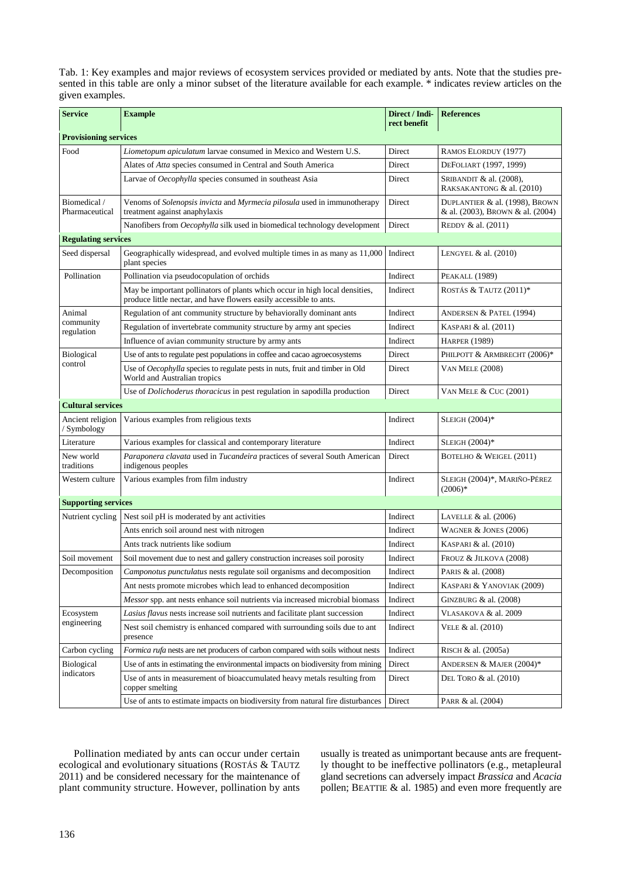Tab. 1: Key examples and major reviews of ecosystem services provided or mediated by ants. Note that the studies presented in this table are only a minor subset of the literature available for each example. * indicates review articles on the given examples.

| Service | Example | Direct / Indirect benefit | References |
|---|---|---|---|
| **Provisioning services** | | | |
| Food | *Liometopum apiculatum* larvae consumed in Mexico and Western U.S. | Direct | RAMOS ELORDUY (1977) |
| | Alates of *Atta* species consumed in Central and South America | Direct | DEFOLIART (1997, 1999) |
| | Larvae of *Oecophylla* species consumed in southeast Asia | Direct | SRIBANDIT & al. (2008), RAKSAKANTONG & al. (2010) |
| Biomedical / Pharmaceutical | Venoms of *Solenopsis invicta* and *Myrmecia pilosula* used in immunotherapy treatment against anaphylaxis | Direct | DUPLANTIER & al. (1998), BROWN & al. (2003), BROWN & al. (2004) |
| | Nanofibers from *Oecophylla* silk used in biomedical technology development | Direct | REDDY & al. (2011) |
| **Regulating services** | | | |
| Seed dispersal | Geographically widespread, and evolved multiple times in as many as 11,000 plant species | Indirect | LENGYEL & al. (2010) |
| Pollination | Pollination via pseudocopulation of orchids | Indirect | PEAKALL (1989) |
| | May be important pollinators of plants which occur in high local densities, produce little nectar, and have flowers easily accessible to ants. | Indirect | ROSTÁS & TAUTZ (2011)* |
| Animal community regulation | Regulation of ant community structure by behaviorally dominant ants | Indirect | ANDERSEN & PATEL (1994) |
| | Regulation of invertebrate community structure by army ant species | Indirect | KASPARI & al. (2011) |
| | Influence of avian community structure by army ants | Indirect | HARPER (1989) |
| Biological control | Use of ants to regulate pest populations in coffee and cacao agroecosystems | Direct | PHILPOTT & ARMBRECHT (2006)* |
| | Use of *Oecophylla* species to regulate pests in nuts, fruit and timber in Old World and Australian tropics | Direct | VAN MELE (2008) |
| | Use of *Dolichoderus thoracicus* in pest regulation in sapodilla production | Direct | VAN MELE & CUC (2001) |
| **Cultural services** | | | |
| Ancient religion / Symbology | Various examples from religious texts | Indirect | SLEIGH (2004)* |
| Literature | Various examples for classical and contemporary literature | Indirect | SLEIGH (2004)* |
| New world traditions | *Paraponera clavata* used in *Tucandeira* practices of several South American indigenous peoples | Direct | BOTELHO & WEIGEL (2011) |
| Western culture | Various examples from film industry | Indirect | SLEIGH (2004)*, MARIÑO-PÉREZ (2006)* |
| **Supporting services** | | | |
| Nutrient cycling | Nest soil pH is moderated by ant activities | Indirect | LAVELLE & al. (2006) |
| | Ants enrich soil around nest with nitrogen | Indirect | WAGNER & JONES (2006) |
| | Ants track nutrients like sodium | Indirect | KASPARI & al. (2010) |
| Soil movement | Soil movement due to nest and gallery construction increases soil porosity | Indirect | FROUZ & JILKOVA (2008) |
| Decomposition | *Camponotus punctulatus* nests regulate soil organisms and decomposition | Indirect | PARIS & al. (2008) |
| | Ant nests promote microbes which lead to enhanced decomposition | Indirect | KASPARI & YANOVIAK (2009) |
| | *Messor* spp. ant nests enhance soil nutrients via increased microbial biomass | Indirect | GINZBURG & al. (2008) |
| Ecosystem engineering | *Lasius flavus* nests increase soil nutrients and facilitate plant succession | Indirect | VLASAKOVA & al. 2009 |
| | Nest soil chemistry is enhanced compared with surrounding soils due to ant presence | Indirect | VELE & al. (2010) |
| Carbon cycling | *Formica rufa* nests are net producers of carbon compared with soils without nests | Indirect | RISCH & al. (2005a) |
| Biological indicators | Use of ants in estimating the environmental impacts on biodiversity from mining | Direct | ANDERSEN & MAJER (2004)* |
| | Use of ants in measurement of bioaccumulated heavy metals resulting from copper smelting | Direct | DEL TORO & al. (2010) |
| | Use of ants to estimate impacts on biodiversity from natural fire disturbances | Direct | PARR & al. (2004) |

Pollination mediated by ants can occur under certain ecological and evolutionary situations (ROSTÁS & TAUTZ 2011) and be considered necessary for the maintenance of plant community structure. However, pollination by ants usually is treated as unimportant because ants are frequently thought to be ineffective pollinators (e.g., metapleural gland secretions can adversely impact *Brassica* and *Acacia* pollen; BEATTIE & al. 1985) and even more frequently are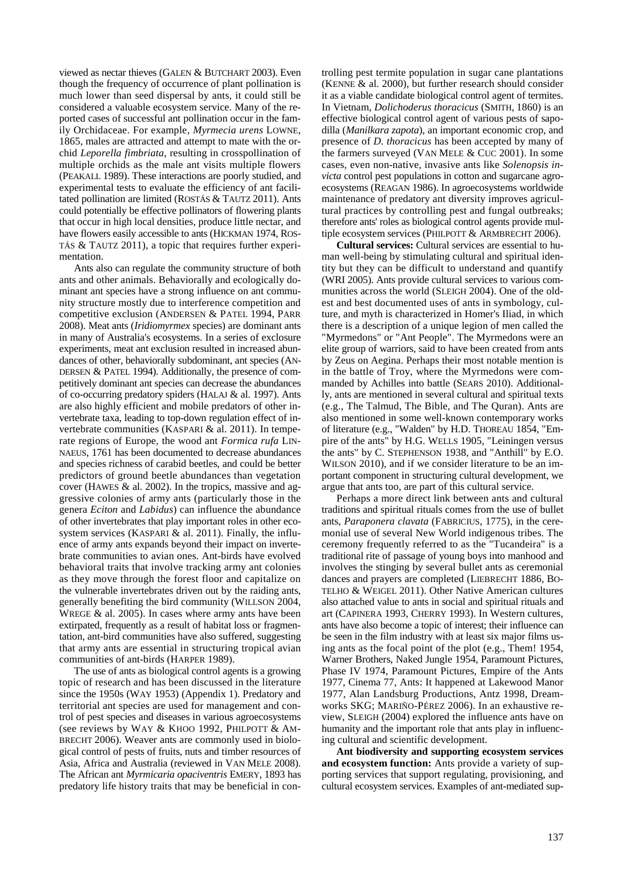viewed as nectar thieves (GALEN & BUTCHART 2003). Even though the frequency of occurrence of plant pollination is much lower than seed dispersal by ants, it could still be considered a valuable ecosystem service. Many of the reported cases of successful ant pollination occur in the family Orchidaceae. For example, *Myrmecia urens* LOWNE, 1865, males are attracted and attempt to mate with the orchid *Leporella fimbriata*, resulting in crosspollination of multiple orchids as the male ant visits multiple flowers (PEAKALL 1989). These interactions are poorly studied, and experimental tests to evaluate the efficiency of ant facilitated pollination are limited (ROSTÁS & TAUTZ 2011). Ants could potentially be effective pollinators of flowering plants that occur in high local densities, produce little nectar, and have flowers easily accessible to ants (HICKMAN 1974, ROSTÁS & TAUTZ 2011), a topic that requires further experimentation.

Ants also can regulate the community structure of both ants and other animals. Behaviorally and ecologically dominant ant species have a strong influence on ant community structure mostly due to interference competition and competitive exclusion (ANDERSEN & PATEL 1994, PARR 2008). Meat ants (*Iridiomyrmex* species) are dominant ants in many of Australia's ecosystems. In a series of exclosure experiments, meat ant exclusion resulted in increased abundances of other, behaviorally subdominant, ant species (ANDERSEN & PATEL 1994). Additionally, the presence of competitively dominant ant species can decrease the abundances of co-occurring predatory spiders (HALAJ & al. 1997). Ants are also highly efficient and mobile predators of other invertebrate taxa, leading to top-down regulation effect of invertebrate communities (KASPARI & al. 2011). In temperate regions of Europe, the wood ant *Formica rufa* LINNAEUS, 1761 has been documented to decrease abundances and species richness of carabid beetles, and could be better predictors of ground beetle abundances than vegetation cover (HAWES & al. 2002). In the tropics, massive and aggressive colonies of army ants (particularly those in the genera *Eciton* and *Labidus*) can influence the abundance of other invertebrates that play important roles in other ecosystem services (KASPARI & al. 2011). Finally, the influence of army ants expands beyond their impact on invertebrate communities to avian ones. Ant-birds have evolved behavioral traits that involve tracking army ant colonies as they move through the forest floor and capitalize on the vulnerable invertebrates driven out by the raiding ants, generally benefiting the bird community (WILLSON 2004, WREGE & al. 2005). In cases where army ants have been extirpated, frequently as a result of habitat loss or fragmentation, ant-bird communities have also suffered, suggesting that army ants are essential in structuring tropical avian communities of ant-birds (HARPER 1989).

The use of ants as biological control agents is a growing topic of research and has been discussed in the literature since the 1950s (WAY 1953) (Appendix 1). Predatory and territorial ant species are used for management and control of pest species and diseases in various agroecosystems (see reviews by WAY & KHOO 1992, PHILPOTT & ARMBRECHT 2006). Weaver ants are commonly used in biological control of pests of fruits, nuts and timber resources of Asia, Africa and Australia (reviewed in VAN MELE 2008). The African ant *Myrmicaria opaciventris* EMERY, 1893 has predatory life history traits that may be beneficial in controlling pest termite population in sugar cane plantations (KENNE & al. 2000), but further research should consider it as a viable candidate biological control agent of termites. In Vietnam, *Dolichoderus thoracicus* (SMITH, 1860) is an effective biological control agent of various pests of sapodilla (*Manilkara zapota*), an important economic crop, and presence of *D. thoracicus* has been accepted by many of the farmers surveyed (VAN MELE & CUC 2001). In some cases, even non-native, invasive ants like *Solenopsis invicta* control pest populations in cotton and sugarcane agroecosystems (REAGAN 1986). In agroecosystems worldwide maintenance of predatory ant diversity improves agricultural practices by controlling pest and fungal outbreaks; therefore ants' roles as biological control agents provide multiple ecosystem services (PHILPOTT & ARMBRECHT 2006).

**Cultural services:** Cultural services are essential to human well-being by stimulating cultural and spiritual identity but they can be difficult to understand and quantify (WRI 2005). Ants provide cultural services to various communities across the world (SLEIGH 2004). One of the oldest and best documented uses of ants in symbology, culture, and myth is characterized in Homer's Iliad, in which there is a description of a unique legion of men called the "Myrmedons" or "Ant People". The Myrmedons were an elite group of warriors, said to have been created from ants by Zeus on Aegina. Perhaps their most notable mention is in the battle of Troy, where the Myrmedons were commanded by Achilles into battle (SEARS 2010). Additionally, ants are mentioned in several cultural and spiritual texts (e.g., The Talmud, The Bible, and The Quran). Ants are also mentioned in some well-known contemporary works of literature (e.g., "Walden" by H.D. THOREAU 1854, "Empire of the ants" by H.G. WELLS 1905, "Leiningen versus the ants" by C. STEPHENSON 1938, and "Anthill" by E.O. WILSON 2010), and if we consider literature to be an important component in structuring cultural development, we argue that ants too, are part of this cultural service.

Perhaps a more direct link between ants and cultural traditions and spiritual rituals comes from the use of bullet ants, *Paraponera clavata* (FABRICIUS, 1775), in the ceremonial use of several New World indigenous tribes. The ceremony frequently referred to as the "Tucandeira" is a traditional rite of passage of young boys into manhood and involves the stinging by several bullet ants as ceremonial dances and prayers are completed (LIEBRECHT 1886, BOTELHO & WEIGEL 2011). Other Native American cultures also attached value to ants in social and spiritual rituals and art (CAPINERA 1993, CHERRY 1993). In Western cultures, ants have also become a topic of interest; their influence can be seen in the film industry with at least six major films using ants as the focal point of the plot (e.g., Them! 1954, Warner Brothers, Naked Jungle 1954, Paramount Pictures, Phase IV 1974, Paramount Pictures, Empire of the Ants 1977, Cinema 77, Ants: It happened at Lakewood Manor 1977, Alan Landsburg Productions, Antz 1998, Dreamworks SKG; MARIÑO-PÉREZ 2006). In an exhaustive review, SLEIGH (2004) explored the influence ants have on humanity and the important role that ants play in influencing cultural and scientific development.

**Ant biodiversity and supporting ecosystem services and ecosystem function:** Ants provide a variety of supporting services that support regulating, provisioning, and cultural ecosystem services. Examples of ant-mediated sup-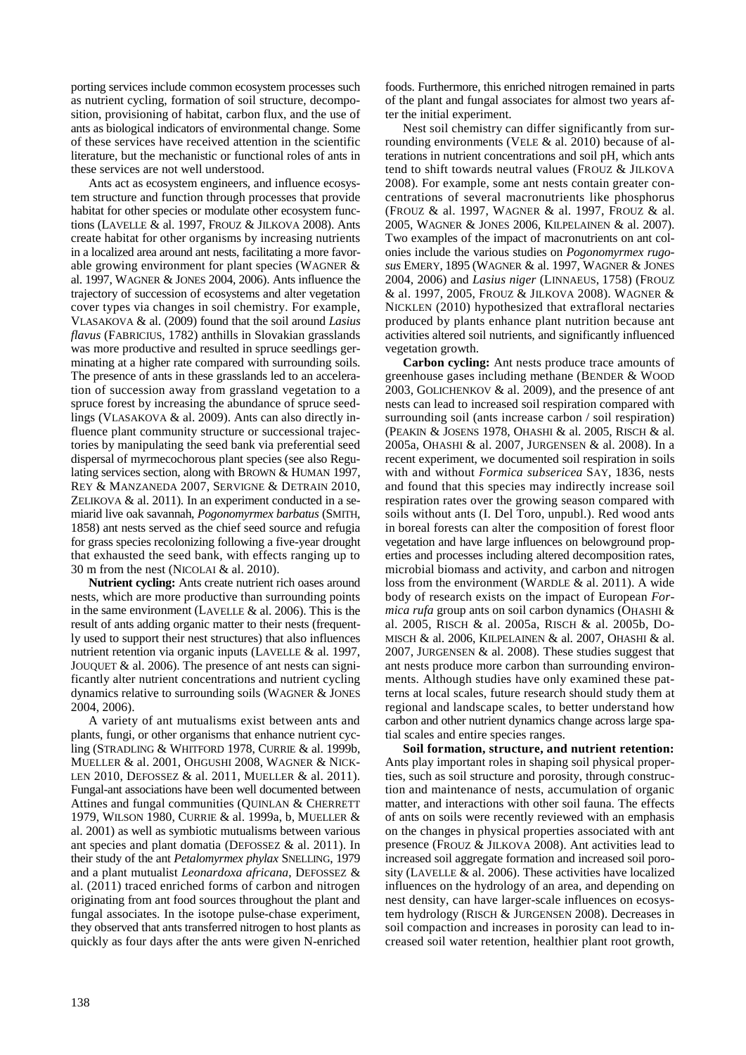porting services include common ecosystem processes such as nutrient cycling, formation of soil structure, decomposition, provisioning of habitat, carbon flux, and the use of ants as biological indicators of environmental change. Some of these services have received attention in the scientific literature, but the mechanistic or functional roles of ants in these services are not well understood.

Ants act as ecosystem engineers, and influence ecosystem structure and function through processes that provide habitat for other species or modulate other ecosystem functions (LAVELLE & al. 1997, FROUZ & JILKOVA 2008). Ants create habitat for other organisms by increasing nutrients in a localized area around ant nests, facilitating a more favorable growing environment for plant species (WAGNER & al. 1997, WAGNER & JONES 2004, 2006). Ants influence the trajectory of succession of ecosystems and alter vegetation cover types via changes in soil chemistry. For example, VLASAKOVA & al. (2009) found that the soil around *Lasius flavus* (FABRICIUS, 1782) anthills in Slovakian grasslands was more productive and resulted in spruce seedlings germinating at a higher rate compared with surrounding soils. The presence of ants in these grasslands led to an acceleration of succession away from grassland vegetation to a spruce forest by increasing the abundance of spruce seedlings (VLASAKOVA & al. 2009). Ants can also directly influence plant community structure or successional trajectories by manipulating the seed bank via preferential seed dispersal of myrmecochorous plant species (see also Regulating services section, along with BROWN & HUMAN 1997, REY & MANZANEDA 2007, SERVIGNE & DETRAIN 2010, ZELIKOVA & al. 2011). In an experiment conducted in a semiarid live oak savannah, *Pogonomyrmex barbatus* (SMITH, 1858) ant nests served as the chief seed source and refugia for grass species recolonizing following a five-year drought that exhausted the seed bank, with effects ranging up to 30 m from the nest (NICOLAI & al. 2010).

**Nutrient cycling:** Ants create nutrient rich oases around nests, which are more productive than surrounding points in the same environment (LAVELLE & al. 2006). This is the result of ants adding organic matter to their nests (frequently used to support their nest structures) that also influences nutrient retention via organic inputs (LAVELLE & al. 1997, JOUQUET & al. 2006). The presence of ant nests can significantly alter nutrient concentrations and nutrient cycling dynamics relative to surrounding soils (WAGNER & JONES 2004, 2006).

A variety of ant mutualisms exist between ants and plants, fungi, or other organisms that enhance nutrient cycling (STRADLING & WHITFORD 1978, CURRIE & al. 1999b, MUELLER & al. 2001, OHGUSHI 2008, WAGNER & NICKLEN 2010, DEFOSSEZ & al. 2011, MUELLER & al. 2011). Fungal-ant associations have been well documented between Attines and fungal communities (QUINLAN & CHERRETT 1979, WILSON 1980, CURRIE & al. 1999a, b, MUELLER & al. 2001) as well as symbiotic mutualisms between various ant species and plant domatia (DEFOSSEZ & al. 2011). In their study of the ant *Petalomyrmex phylax* SNELLING, 1979 and a plant mutualist *Leonardoxa africana*, DEFOSSEZ & al. (2011) traced enriched forms of carbon and nitrogen originating from ant food sources throughout the plant and fungal associates. In the isotope pulse-chase experiment, they observed that ants transferred nitrogen to host plants as quickly as four days after the ants were given N-enriched foods. Furthermore, this enriched nitrogen remained in parts of the plant and fungal associates for almost two years after the initial experiment.

Nest soil chemistry can differ significantly from surrounding environments (VELE & al. 2010) because of alterations in nutrient concentrations and soil pH, which ants tend to shift towards neutral values (FROUZ & JILKOVA 2008). For example, some ant nests contain greater concentrations of several macronutrients like phosphorus (FROUZ & al. 1997, WAGNER & al. 1997, FROUZ & al. 2005, WAGNER & JONES 2006, KILPELAINEN & al. 2007). Two examples of the impact of macronutrients on ant colonies include the various studies on *Pogonomyrmex rugosus* EMERY, 1895 (WAGNER & al. 1997, WAGNER & JONES 2004, 2006) and *Lasius niger* (LINNAEUS, 1758) (FROUZ & al. 1997, 2005, FROUZ & JILKOVA 2008). WAGNER & NICKLEN (2010) hypothesized that extrafloral nectaries produced by plants enhance plant nutrition because ant activities altered soil nutrients, and significantly influenced vegetation growth.

**Carbon cycling:** Ant nests produce trace amounts of greenhouse gases including methane (BENDER & WOOD 2003, GOLICHENKOV & al. 2009), and the presence of ant nests can lead to increased soil respiration compared with surrounding soil (ants increase carbon / soil respiration) (PEAKIN & JOSENS 1978, OHASHI & al. 2005, RISCH & al. 2005a, OHASHI & al. 2007, JURGENSEN & al. 2008). In a recent experiment, we documented soil respiration in soils with and without *Formica subsericea* SAY, 1836, nests and found that this species may indirectly increase soil respiration rates over the growing season compared with soils without ants (I. Del Toro, unpubl.). Red wood ants in boreal forests can alter the composition of forest floor vegetation and have large influences on belowground properties and processes including altered decomposition rates, microbial biomass and activity, and carbon and nitrogen loss from the environment (WARDLE & al. 2011). A wide body of research exists on the impact of European *Formica rufa* group ants on soil carbon dynamics (OHASHI & al. 2005, RISCH & al. 2005a, RISCH & al. 2005b, DOMISCH & al. 2006, KILPELAINEN & al. 2007, OHASHI & al. 2007, JURGENSEN & al. 2008). These studies suggest that ant nests produce more carbon than surrounding environments. Although studies have only examined these patterns at local scales, future research should study them at regional and landscape scales, to better understand how carbon and other nutrient dynamics change across large spatial scales and entire species ranges.

**Soil formation, structure, and nutrient retention:** Ants play important roles in shaping soil physical properties, such as soil structure and porosity, through construction and maintenance of nests, accumulation of organic matter, and interactions with other soil fauna. The effects of ants on soils were recently reviewed with an emphasis on the changes in physical properties associated with ant presence (FROUZ & JILKOVA 2008). Ant activities lead to increased soil aggregate formation and increased soil porosity (LAVELLE & al. 2006). These activities have localized influences on the hydrology of an area, and depending on nest density, can have larger-scale influences on ecosystem hydrology (RISCH & JURGENSEN 2008). Decreases in soil compaction and increases in porosity can lead to increased soil water retention, healthier plant root growth,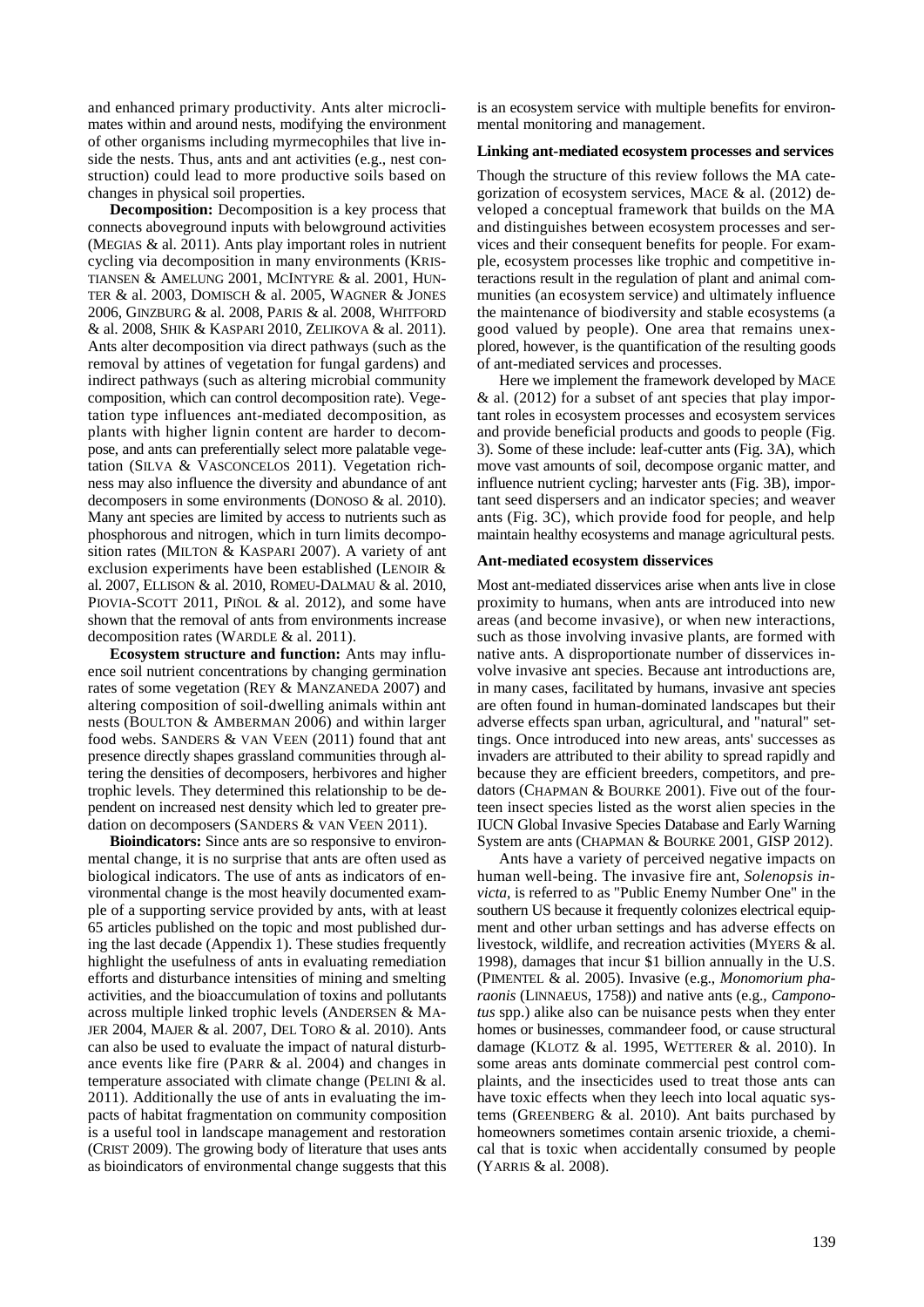and enhanced primary productivity. Ants alter microclimates within and around nests, modifying the environment of other organisms including myrmecophiles that live inside the nests. Thus, ants and ant activities (e.g., nest construction) could lead to more productive soils based on changes in physical soil properties.

**Decomposition:** Decomposition is a key process that connects aboveground inputs with belowground activities (MEGIAS & al. 2011). Ants play important roles in nutrient cycling via decomposition in many environments (KRISTIANSEN & AMELUNG 2001, MCINTYRE & al. 2001, HUNTER & al. 2003, DOMISCH & al. 2005, WAGNER & JONES 2006, GINZBURG & al. 2008, PARIS & al. 2008, WHITFORD & al. 2008, SHIK & KASPARI 2010, ZELIKOVA & al. 2011). Ants alter decomposition via direct pathways (such as the removal by attines of vegetation for fungal gardens) and indirect pathways (such as altering microbial community composition, which can control decomposition rate). Vegetation type influences ant-mediated decomposition, as plants with higher lignin content are harder to decompose, and ants can preferentially select more palatable vegetation (SILVA & VASCONCELOS 2011). Vegetation richness may also influence the diversity and abundance of ant decomposers in some environments (DONOSO & al. 2010). Many ant species are limited by access to nutrients such as phosphorous and nitrogen, which in turn limits decomposition rates (MILTON & KASPARI 2007). A variety of ant exclusion experiments have been established (LENOIR & al. 2007, ELLISON & al. 2010, ROMEU-DALMAU & al. 2010, PIOVIA-SCOTT 2011, PIÑOL & al. 2012), and some have shown that the removal of ants from environments increase decomposition rates (WARDLE & al. 2011).

**Ecosystem structure and function:** Ants may influence soil nutrient concentrations by changing germination rates of some vegetation (REY & MANZANEDA 2007) and altering composition of soil-dwelling animals within ant nests (BOULTON & AMBERMAN 2006) and within larger food webs. SANDERS & VAN VEEN (2011) found that ant presence directly shapes grassland communities through altering the densities of decomposers, herbivores and higher trophic levels. They determined this relationship to be dependent on increased nest density which led to greater predation on decomposers (SANDERS & VAN VEEN 2011).

**Bioindicators:** Since ants are so responsive to environmental change, it is no surprise that ants are often used as biological indicators. The use of ants as indicators of environmental change is the most heavily documented example of a supporting service provided by ants, with at least 65 articles published on the topic and most published during the last decade (Appendix 1). These studies frequently highlight the usefulness of ants in evaluating remediation efforts and disturbance intensities of mining and smelting activities, and the bioaccumulation of toxins and pollutants across multiple linked trophic levels (ANDERSEN & MAJER 2004, MAJER & al. 2007, DEL TORO & al. 2010). Ants can also be used to evaluate the impact of natural disturbance events like fire (PARR & al. 2004) and changes in temperature associated with climate change (PELINI & al. 2011). Additionally the use of ants in evaluating the impacts of habitat fragmentation on community composition is a useful tool in landscape management and restoration (CRIST 2009). The growing body of literature that uses ants as bioindicators of environmental change suggests that this is an ecosystem service with multiple benefits for environmental monitoring and management.

#### Linking ant-mediated ecosystem processes and services

Though the structure of this review follows the MA categorization of ecosystem services, MACE & al. (2012) developed a conceptual framework that builds on the MA and distinguishes between ecosystem processes and services and their consequent benefits for people. For example, ecosystem processes like trophic and competitive interactions result in the regulation of plant and animal communities (an ecosystem service) and ultimately influence the maintenance of biodiversity and stable ecosystems (a good valued by people). One area that remains unexplored, however, is the quantification of the resulting goods of ant-mediated services and processes.

Here we implement the framework developed by MACE & al. (2012) for a subset of ant species that play important roles in ecosystem processes and ecosystem services and provide beneficial products and goods to people (Fig. 3). Some of these include: leaf-cutter ants (Fig. 3A), which move vast amounts of soil, decompose organic matter, and influence nutrient cycling; harvester ants (Fig. 3B), important seed dispersers and an indicator species; and weaver ants (Fig. 3C), which provide food for people, and help maintain healthy ecosystems and manage agricultural pests.

#### Ant-mediated ecosystem disservices

Most ant-mediated disservices arise when ants live in close proximity to humans, when ants are introduced into new areas (and become invasive), or when new interactions, such as those involving invasive plants, are formed with native ants. A disproportionate number of disservices involve invasive ant species. Because ant introductions are, in many cases, facilitated by humans, invasive ant species are often found in human-dominated landscapes but their adverse effects span urban, agricultural, and "natural" settings. Once introduced into new areas, ants' successes as invaders are attributed to their ability to spread rapidly and because they are efficient breeders, competitors, and predators (CHAPMAN & BOURKE 2001). Five out of the fourteen insect species listed as the worst alien species in the IUCN Global Invasive Species Database and Early Warning System are ants (CHAPMAN & BOURKE 2001, GISP 2012).

Ants have a variety of perceived negative impacts on human well-being. The invasive fire ant, *Solenopsis invicta*, is referred to as "Public Enemy Number One" in the southern US because it frequently colonizes electrical equipment and other urban settings and has adverse effects on livestock, wildlife, and recreation activities (MYERS & al. 1998), damages that incur $1 billion annually in the U.S. (PIMENTEL & al. 2005). Invasive (e.g., *Monomorium pharaonis* (LINNAEUS, 1758)) and native ants (e.g., *Camponotus* spp.) alike also can be nuisance pests when they enter homes or businesses, commandeer food, or cause structural damage (KLOTZ & al. 1995, WETTERER & al. 2010). In some areas ants dominate commercial pest control complaints, and the insecticides used to treat those ants can have toxic effects when they leech into local aquatic systems (GREENBERG & al. 2010). Ant baits purchased by homeowners sometimes contain arsenic trioxide, a chemical that is toxic when accidentally consumed by people (YARRIS & al. 2008).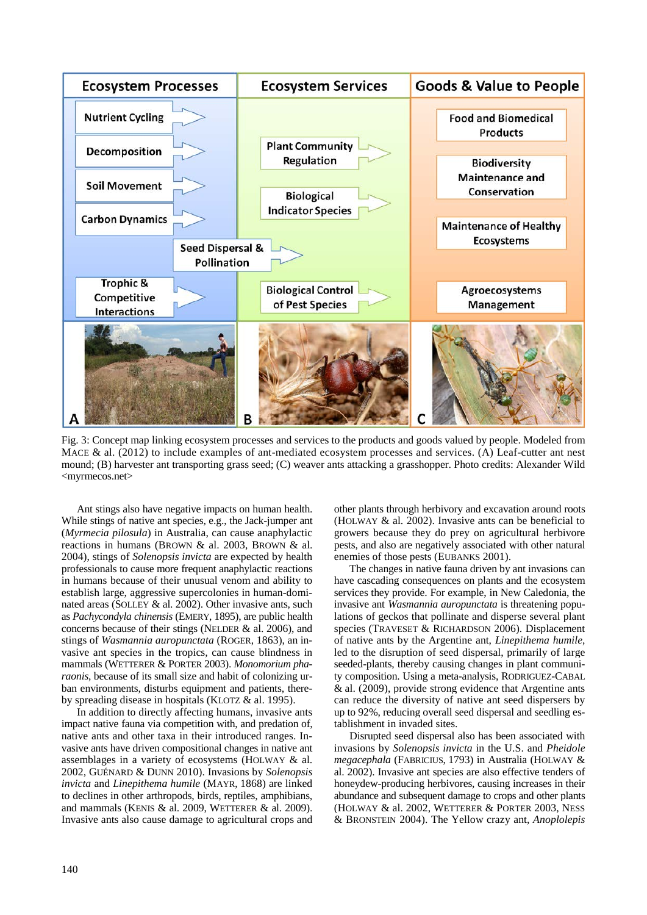Fig. 3: Concept map linking ecosystem processes and services to the products and goods valued by people. Modeled from MACE & al. (2012) to include examples of ant-mediated ecosystem processes and services. (A) Leaf-cutter ant nest mound; (B) harvester ant transporting grass seed; (C) weaver ants attacking a grasshopper. Photo credits: Alexander Wild <myrmecos.net>

Ant stings also have negative impacts on human health. While stings of native ant species, e.g., the Jack-jumper ant (*Myrmecia pilosula*) in Australia, can cause anaphylactic reactions in humans (BROWN & al. 2003, BROWN & al. 2004), stings of *Solenopsis invicta* are expected by health professionals to cause more frequent anaphylactic reactions in humans because of their unusual venom and ability to establish large, aggressive supercolonies in human-dominated areas (SOLLEY & al. 2002). Other invasive ants, such as *Pachycondyla chinensis* (EMERY, 1895), are public health concerns because of their stings (NELDER & al. 2006), and stings of *Wasmannia auropunctata* (ROGER, 1863), an invasive ant species in the tropics, can cause blindness in mammals (WETTERER & PORTER 2003). *Monomorium pharaonis*, because of its small size and habit of colonizing urban environments, disturbs equipment and patients, thereby spreading disease in hospitals (KLOTZ & al. 1995).

In addition to directly affecting humans, invasive ants impact native fauna via competition with, and predation of, native ants and other taxa in their introduced ranges. Invasive ants have driven compositional changes in native ant assemblages in a variety of ecosystems (HOLWAY & al. 2002, GUÉNARD & DUNN 2010). Invasions by *Solenopsis invicta* and *Linepithema humile* (MAYR, 1868) are linked to declines in other arthropods, birds, reptiles, amphibians, and mammals (KENIS & al. 2009, WETTERER & al. 2009). Invasive ants also cause damage to agricultural crops and other plants through herbivory and excavation around roots (HOLWAY & al. 2002). Invasive ants can be beneficial to growers because they do prey on agricultural herbivore pests, and also are negatively associated with other natural enemies of those pests (EUBANKS 2001).

The changes in native fauna driven by ant invasions can have cascading consequences on plants and the ecosystem services they provide. For example, in New Caledonia, the invasive ant *Wasmannia auropunctata* is threatening populations of geckos that pollinate and disperse several plant species (TRAVESET & RICHARDSON 2006). Displacement of native ants by the Argentine ant, *Linepithema humile*, led to the disruption of seed dispersal, primarily of large seeded-plants, thereby causing changes in plant community composition. Using a meta-analysis, RODRIGUEZ-CABAL & al. (2009), provide strong evidence that Argentine ants can reduce the diversity of native ant seed dispersers by up to 92%, reducing overall seed dispersal and seedling establishment in invaded sites.

Disrupted seed dispersal also has been associated with invasions by *Solenopsis invicta* in the U.S. and *Pheidole megacephala* (FABRICIUS, 1793) in Australia (HOLWAY & al. 2002). Invasive ant species are also effective tenders of honeydew-producing herbivores, causing increases in their abundance and subsequent damage to crops and other plants (HOLWAY & al. 2002, WETTERER & PORTER 2003, NESS & BRONSTEIN 2004). The Yellow crazy ant, *Anoplolepis*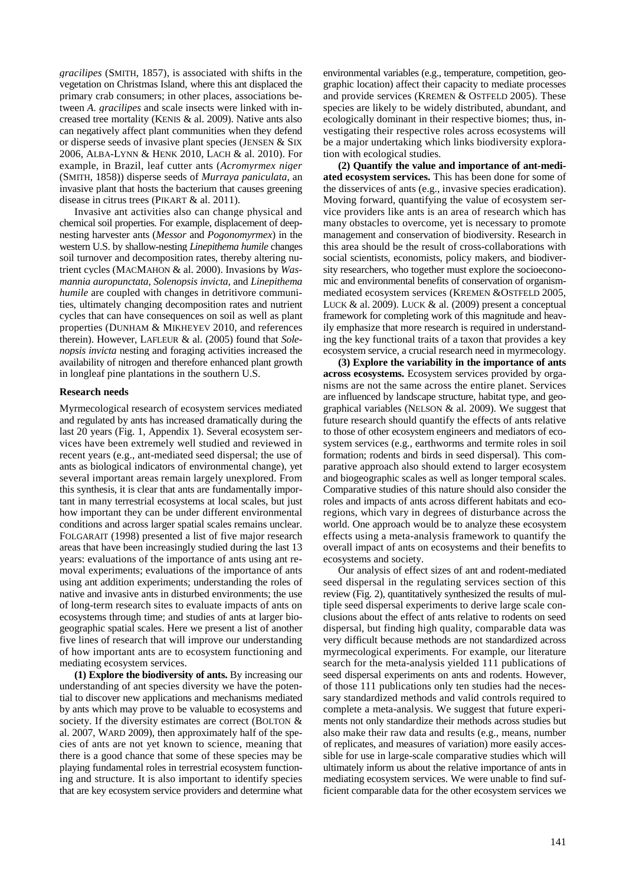*gracilipes* (SMITH, 1857), is associated with shifts in the vegetation on Christmas Island, where this ant displaced the primary crab consumers; in other places, associations between *A. gracilipes* and scale insects were linked with increased tree mortality (KENIS & al. 2009). Native ants also can negatively affect plant communities when they defend or disperse seeds of invasive plant species (JENSEN & SIX 2006, ALBA-LYNN & HENK 2010, LACH & al. 2010). For example, in Brazil, leaf cutter ants (*Acromyrmex niger* (SMITH, 1858)) disperse seeds of *Murraya paniculata*, an invasive plant that hosts the bacterium that causes greening disease in citrus trees (PIKART & al. 2011).

Invasive ant activities also can change physical and chemical soil properties. For example, displacement of deep-nesting harvester ants (*Messor* and *Pogonomyrmex*) in the western U.S. by shallow-nesting *Linepithema humile* changes soil turnover and decomposition rates, thereby altering nutrient cycles (MACMAHON & al. 2000). Invasions by *Wasmannia auropunctata*, *Solenopsis invicta*, and *Linepithema humile* are coupled with changes in detritivore communities, ultimately changing decomposition rates and nutrient cycles that can have consequences on soil as well as plant properties (DUNHAM & MIKHEYEV 2010, and references therein). However, LAFLEUR & al. (2005) found that *Solenopsis invicta* nesting and foraging activities increased the availability of nitrogen and therefore enhanced plant growth in longleaf pine plantations in the southern U.S.

### Research needs

Myrmecological research of ecosystem services mediated and regulated by ants has increased dramatically during the last 20 years (Fig. 1, Appendix 1). Several ecosystem services have been extremely well studied and reviewed in recent years (e.g., ant-mediated seed dispersal; the use of ants as biological indicators of environmental change), yet several important areas remain largely unexplored. From this synthesis, it is clear that ants are fundamentally important in many terrestrial ecosystems at local scales, but just how important they can be under different environmental conditions and across larger spatial scales remains unclear. FOLGARAIT (1998) presented a list of five major research areas that have been increasingly studied during the last 13 years: evaluations of the importance of ants using ant removal experiments; evaluations of the importance of ants using ant addition experiments; understanding the roles of native and invasive ants in disturbed environments; the use of long-term research sites to evaluate impacts of ants on ecosystems through time; and studies of ants at larger biogeographic spatial scales. Here we present a list of another five lines of research that will improve our understanding of how important ants are to ecosystem functioning and mediating ecosystem services.

**(1) Explore the biodiversity of ants.** By increasing our understanding of ant species diversity we have the potential to discover new applications and mechanisms mediated by ants which may prove to be valuable to ecosystems and society. If the diversity estimates are correct (BOLTON & al. 2007, WARD 2009), then approximately half of the species of ants are not yet known to science, meaning that there is a good chance that some of these species may be playing fundamental roles in terrestrial ecosystem functioning and structure. It is also important to identify species that are key ecosystem service providers and determine what environmental variables (e.g., temperature, competition, geographic location) affect their capacity to mediate processes and provide services (KREMEN & OSTFELD 2005). These species are likely to be widely distributed, abundant, and ecologically dominant in their respective biomes; thus, investigating their respective roles across ecosystems will be a major undertaking which links biodiversity exploration with ecological studies.

**(2) Quantify the value and importance of ant-mediated ecosystem services.** This has been done for some of the disservices of ants (e.g., invasive species eradication). Moving forward, quantifying the value of ecosystem service providers like ants is an area of research which has many obstacles to overcome, yet is necessary to promote management and conservation of biodiversity. Research in this area should be the result of cross-collaborations with social scientists, economists, policy makers, and biodiversity researchers, who together must explore the socioeconomic and environmental benefits of conservation of organism-mediated ecosystem services (KREMEN &OSTFELD 2005, LUCK & al. 2009). LUCK & al. (2009) present a conceptual framework for completing work of this magnitude and heavily emphasize that more research is required in understanding the key functional traits of a taxon that provides a key ecosystem service, a crucial research need in myrmecology.

**(3) Explore the variability in the importance of ants across ecosystems.** Ecosystem services provided by organisms are not the same across the entire planet. Services are influenced by landscape structure, habitat type, and geographical variables (NELSON & al. 2009). We suggest that future research should quantify the effects of ants relative to those of other ecosystem engineers and mediators of ecosystem services (e.g., earthworms and termite roles in soil formation; rodents and birds in seed dispersal). This comparative approach also should extend to larger ecosystem and biogeographic scales as well as longer temporal scales. Comparative studies of this nature should also consider the roles and impacts of ants across different habitats and ecoregions, which vary in degrees of disturbance across the world. One approach would be to analyze these ecosystem effects using a meta-analysis framework to quantify the overall impact of ants on ecosystems and their benefits to ecosystems and society.

Our analysis of effect sizes of ant and rodent-mediated seed dispersal in the regulating services section of this review (Fig. 2), quantitatively synthesized the results of multiple seed dispersal experiments to derive large scale conclusions about the effect of ants relative to rodents on seed dispersal, but finding high quality, comparable data was very difficult because methods are not standardized across myrmecological experiments. For example, our literature search for the meta-analysis yielded 111 publications of seed dispersal experiments on ants and rodents. However, of those 111 publications only ten studies had the necessary standardized methods and valid controls required to complete a meta-analysis. We suggest that future experiments not only standardize their methods across studies but also make their raw data and results (e.g., means, number of replicates, and measures of variation) more easily accessible for use in large-scale comparative studies which will ultimately inform us about the relative importance of ants in mediating ecosystem services. We were unable to find sufficient comparable data for the other ecosystem services we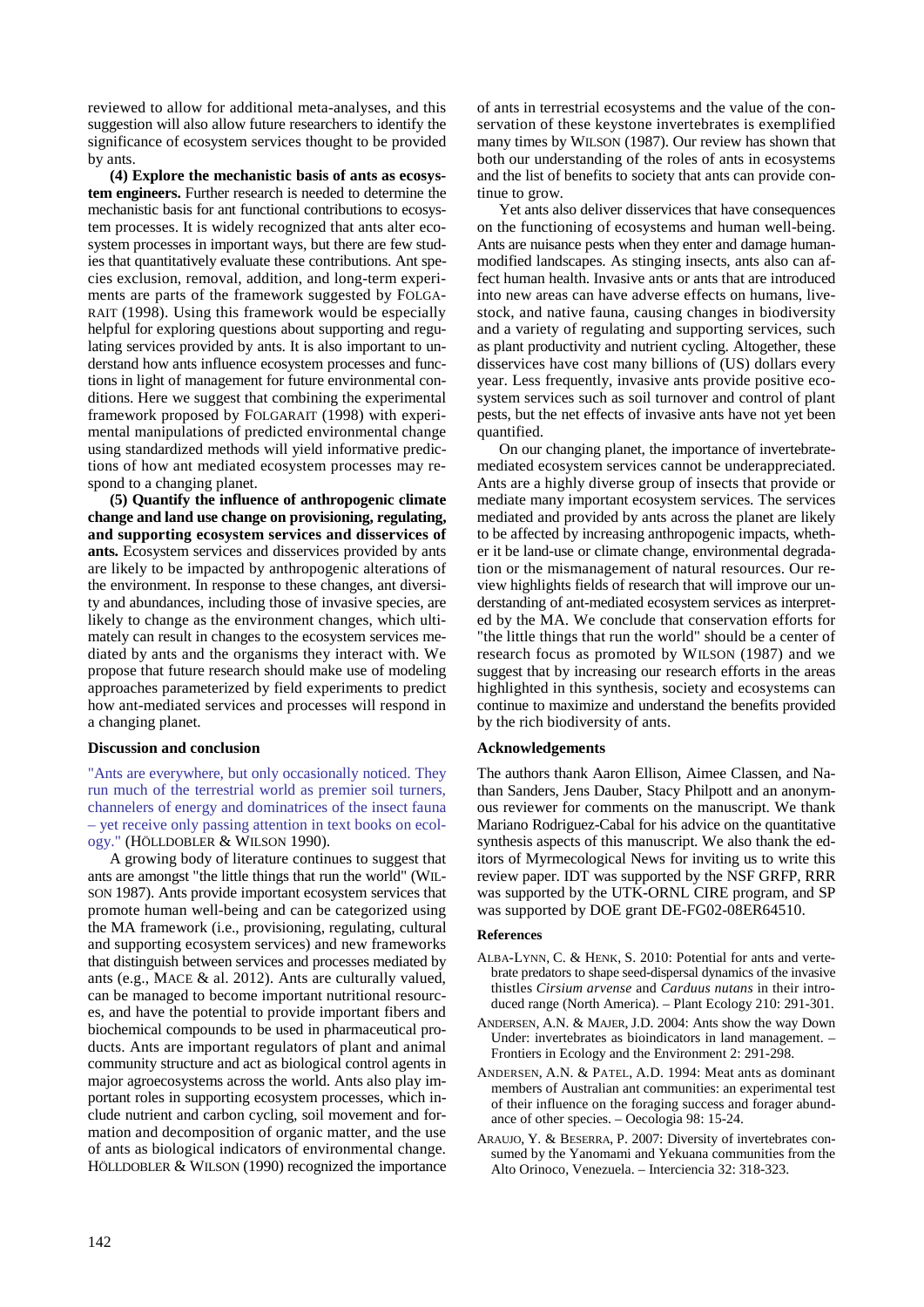reviewed to allow for additional meta-analyses, and this suggestion will also allow future researchers to identify the significance of ecosystem services thought to be provided by ants.

**(4) Explore the mechanistic basis of ants as ecosystem engineers.** Further research is needed to determine the mechanistic basis for ant functional contributions to ecosystem processes. It is widely recognized that ants alter ecosystem processes in important ways, but there are few studies that quantitatively evaluate these contributions. Ant species exclusion, removal, addition, and long-term experiments are parts of the framework suggested by FOLGARAIT (1998). Using this framework would be especially helpful for exploring questions about supporting and regulating services provided by ants. It is also important to understand how ants influence ecosystem processes and functions in light of management for future environmental conditions. Here we suggest that combining the experimental framework proposed by FOLGARAIT (1998) with experimental manipulations of predicted environmental change using standardized methods will yield informative predictions of how ant mediated ecosystem processes may respond to a changing planet.

**(5) Quantify the influence of anthropogenic climate change and land use change on provisioning, regulating, and supporting ecosystem services and disservices of ants.** Ecosystem services and disservices provided by ants are likely to be impacted by anthropogenic alterations of the environment. In response to these changes, ant diversity and abundances, including those of invasive species, are likely to change as the environment changes, which ultimately can result in changes to the ecosystem services mediated by ants and the organisms they interact with. We propose that future research should make use of modeling approaches parameterized by field experiments to predict how ant-mediated services and processes will respond in a changing planet.

## Discussion and conclusion

"Ants are everywhere, but only occasionally noticed. They run much of the terrestrial world as premier soil turners, channelers of energy and dominatrices of the insect fauna – yet receive only passing attention in text books on ecology." (HÖLLDOBLER & WILSON 1990).

A growing body of literature continues to suggest that ants are amongst "the little things that run the world" (WILSON 1987). Ants provide important ecosystem services that promote human well-being and can be categorized using the MA framework (i.e., provisioning, regulating, cultural and supporting ecosystem services) and new frameworks that distinguish between services and processes mediated by ants (e.g., MACE & al. 2012). Ants are culturally valued, can be managed to become important nutritional resources, and have the potential to provide important fibers and biochemical compounds to be used in pharmaceutical products. Ants are important regulators of plant and animal community structure and act as biological control agents in major agroecosystems across the world. Ants also play important roles in supporting ecosystem processes, which include nutrient and carbon cycling, soil movement and formation and decomposition of organic matter, and the use of ants as biological indicators of environmental change. HÖLLDOBLER & WILSON (1990) recognized the importance of ants in terrestrial ecosystems and the value of the conservation of these keystone invertebrates is exemplified many times by WILSON (1987). Our review has shown that both our understanding of the roles of ants in ecosystems and the list of benefits to society that ants can provide continue to grow.

Yet ants also deliver disservices that have consequences on the functioning of ecosystems and human well-being. Ants are nuisance pests when they enter and damage human-modified landscapes. As stinging insects, ants also can affect human health. Invasive ants or ants that are introduced into new areas can have adverse effects on humans, livestock, and native fauna, causing changes in biodiversity and a variety of regulating and supporting services, such as plant productivity and nutrient cycling. Altogether, these disservices have cost many billions of (US) dollars every year. Less frequently, invasive ants provide positive ecosystem services such as soil turnover and control of plant pests, but the net effects of invasive ants have not yet been quantified.

On our changing planet, the importance of invertebrate-mediated ecosystem services cannot be underappreciated. Ants are a highly diverse group of insects that provide or mediate many important ecosystem services. The services mediated and provided by ants across the planet are likely to be affected by increasing anthropogenic impacts, whether it be land-use or climate change, environmental degradation or the mismanagement of natural resources. Our review highlights fields of research that will improve our understanding of ant-mediated ecosystem services as interpreted by the MA. We conclude that conservation efforts for "the little things that run the world" should be a center of research focus as promoted by WILSON (1987) and we suggest that by increasing our research efforts in the areas highlighted in this synthesis, society and ecosystems can continue to maximize and understand the benefits provided by the rich biodiversity of ants.

## Acknowledgements

The authors thank Aaron Ellison, Aimee Classen, and Nathan Sanders, Jens Dauber, Stacy Philpott and an anonymous reviewer for comments on the manuscript. We thank Mariano Rodriguez-Cabal for his advice on the quantitative synthesis aspects of this manuscript. We also thank the editors of Myrmecological News for inviting us to write this review paper. IDT was supported by the NSF GRFP, RRR was supported by the UTK-ORNL CIRE program, and SP was supported by DOE grant DE-FG02-08ER64510.

## References

ALBA-LYNN, C. & HENK, S. 2010: Potential for ants and vertebrate predators to shape seed-dispersal dynamics of the invasive thistles *Cirsium arvense* and *Carduus nutans* in their introduced range (North America). – Plant Ecology 210: 291-301.

ANDERSEN, A.N. & MAJER, J.D. 2004: Ants show the way Down Under: invertebrates as bioindicators in land management. – Frontiers in Ecology and the Environment 2: 291-298.

ANDERSEN, A.N. & PATEL, A.D. 1994: Meat ants as dominant members of Australian ant communities: an experimental test of their influence on the foraging success and forager abundance of other species. – Oecologia 98: 15-24.

ARAUJO, Y. & BESERRA, P. 2007: Diversity of invertebrates consumed by the Yanomami and Yekuana communities from the Alto Orinoco, Venezuela. – Interciencia 32: 318-323.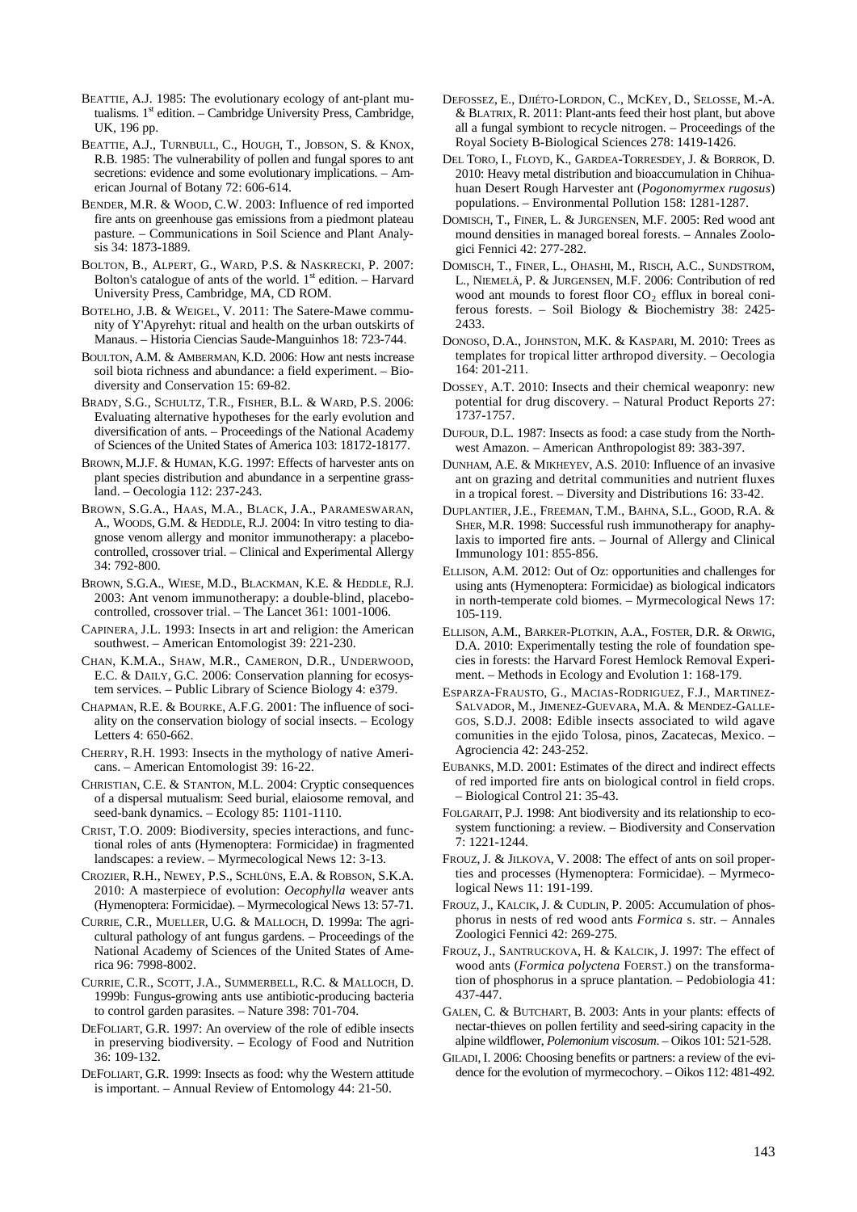BEATTIE, A.J. 1985: The evolutionary ecology of ant-plant mutualisms. 1st edition. – Cambridge University Press, Cambridge, UK, 196 pp.

BEATTIE, A.J., TURNBULL, C., HOUGH, T., JOBSON, S. & KNOX, R.B. 1985: The vulnerability of pollen and fungal spores to ant secretions: evidence and some evolutionary implications. – American Journal of Botany 72: 606-614.

BENDER, M.R. & WOOD, C.W. 2003: Influence of red imported fire ants on greenhouse gas emissions from a piedmont plateau pasture. – Communications in Soil Science and Plant Analysis 34: 1873-1889.

BOLTON, B., ALPERT, G., WARD, P.S. & NASKRECKI, P. 2007: Bolton's catalogue of ants of the world. 1st edition. – Harvard University Press, Cambridge, MA, CD ROM.

BOTELHO, J.B. & WEIGEL, V. 2011: The Satere-Mawe community of Y'Apyrehyt: ritual and health on the urban outskirts of Manaus. – Historia Ciencias Saude-Manguinhos 18: 723-744.

BOULTON, A.M. & AMBERMAN, K.D. 2006: How ant nests increase soil biota richness and abundance: a field experiment. – Biodiversity and Conservation 15: 69-82.

BRADY, S.G., SCHULTZ, T.R., FISHER, B.L. & WARD, P.S. 2006: Evaluating alternative hypotheses for the early evolution and diversification of ants. – Proceedings of the National Academy of Sciences of the United States of America 103: 18172-18177.

BROWN, M.J.F. & HUMAN, K.G. 1997: Effects of harvester ants on plant species distribution and abundance in a serpentine grassland. – Oecologia 112: 237-243.

BROWN, S.G.A., HAAS, M.A., BLACK, J.A., PARAMESWARAN, A., WOODS, G.M. & HEDDLE, R.J. 2004: In vitro testing to diagnose venom allergy and monitor immunotherapy: a placebo-controlled, crossover trial. – Clinical and Experimental Allergy 34: 792-800.

BROWN, S.G.A., WIESE, M.D., BLACKMAN, K.E. & HEDDLE, R.J. 2003: Ant venom immunotherapy: a double-blind, placebo-controlled, crossover trial. – The Lancet 361: 1001-1006.

CAPINERA, J.L. 1993: Insects in art and religion: the American southwest. – American Entomologist 39: 221-230.

CHAN, K.M.A., SHAW, M.R., CAMERON, D.R., UNDERWOOD, E.C. & DAILY, G.C. 2006: Conservation planning for ecosystem services. – Public Library of Science Biology 4: e379.

CHAPMAN, R.E. & BOURKE, A.F.G. 2001: The influence of sociality on the conservation biology of social insects. – Ecology Letters 4: 650-662.

CHERRY, R.H. 1993: Insects in the mythology of native Americans. – American Entomologist 39: 16-22.

CHRISTIAN, C.E. & STANTON, M.L. 2004: Cryptic consequences of a dispersal mutualism: Seed burial, elaiosome removal, and seed-bank dynamics. – Ecology 85: 1101-1110.

CRIST, T.O. 2009: Biodiversity, species interactions, and functional roles of ants (Hymenoptera: Formicidae) in fragmented landscapes: a review. – Myrmecological News 12: 3-13.

CROZIER, R.H., NEWEY, P.S., SCHLÜNS, E.A. & ROBSON, S.K.A. 2010: A masterpiece of evolution: *Oecophylla* weaver ants (Hymenoptera: Formicidae). – Myrmecological News 13: 57-71.

CURRIE, C.R., MUELLER, U.G. & MALLOCH, D. 1999a: The agricultural pathology of ant fungus gardens. – Proceedings of the National Academy of Sciences of the United States of America 96: 7998-8002.

CURRIE, C.R., SCOTT, J.A., SUMMERBELL, R.C. & MALLOCH, D. 1999b: Fungus-growing ants use antibiotic-producing bacteria to control garden parasites. – Nature 398: 701-704.

DEFOLIART, G.R. 1997: An overview of the role of edible insects in preserving biodiversity. – Ecology of Food and Nutrition 36: 109-132.

DEFOLIART, G.R. 1999: Insects as food: why the Western attitude is important. – Annual Review of Entomology 44: 21-50.

DEFOSSEZ, E., DJIÉTO-LORDON, C., MCKEY, D., SELOSSE, M.-A. & BLATRIX, R. 2011: Plant-ants feed their host plant, but above all a fungal symbiont to recycle nitrogen. – Proceedings of the Royal Society B-Biological Sciences 278: 1419-1426.

DEL TORO, I., FLOYD, K., GARDEA-TORRESDEY, J. & BORROK, D. 2010: Heavy metal distribution and bioaccumulation in Chihuahuan Desert Rough Harvester ant (*Pogonomyrmex rugosus*) populations. – Environmental Pollution 158: 1281-1287.

DOMISCH, T., FINER, L. & JURGENSEN, M.F. 2005: Red wood ant mound densities in managed boreal forests. – Annales Zoologici Fennici 42: 277-282.

DOMISCH, T., FINER, L., OHASHI, M., RISCH, A.C., SUNDSTROM, L., NIEMELÄ, P. & JURGENSEN, M.F. 2006: Contribution of red wood ant mounds to forest floor $CO_2$ efflux in boreal coniferous forests. – Soil Biology & Biochemistry 38: 2425-2433.

DONOSO, D.A., JOHNSTON, M.K. & KASPARI, M. 2010: Trees as templates for tropical litter arthropod diversity. – Oecologia 164: 201-211.

DOSSEY, A.T. 2010: Insects and their chemical weaponry: new potential for drug discovery. – Natural Product Reports 27: 1737-1757.

DUFOUR, D.L. 1987: Insects as food: a case study from the Northwest Amazon. – American Anthropologist 89: 383-397.

DUNHAM, A.E. & MIKHEYEV, A.S. 2010: Influence of an invasive ant on grazing and detrital communities and nutrient fluxes in a tropical forest. – Diversity and Distributions 16: 33-42.

DUPLANTIER, J.E., FREEMAN, T.M., BAHNA, S.L., GOOD, R.A. & SHER, M.R. 1998: Successful rush immunotherapy for anaphylaxis to imported fire ants. – Journal of Allergy and Clinical Immunology 101: 855-856.

ELLISON, A.M. 2012: Out of Oz: opportunities and challenges for using ants (Hymenoptera: Formicidae) as biological indicators in north-temperate cold biomes. – Myrmecological News 17: 105-119.

ELLISON, A.M., BARKER-PLOTKIN, A.A., FOSTER, D.R. & ORWIG, D.A. 2010: Experimentally testing the role of foundation species in forests: the Harvard Forest Hemlock Removal Experiment. – Methods in Ecology and Evolution 1: 168-179.

ESPARZA-FRAUSTO, G., MACIAS-RODRIGUEZ, F.J., MARTINEZ-SALVADOR, M., JIMENEZ-GUEVARA, M.A. & MENDEZ-GALLEGOS, S.D.J. 2008: Edible insects associated to wild agave comunities in the ejido Tolosa, pinos, Zacatecas, Mexico. – Agrociencia 42: 243-252.

EUBANKS, M.D. 2001: Estimates of the direct and indirect effects of red imported fire ants on biological control in field crops. – Biological Control 21: 35-43.

FOLGARAIT, P.J. 1998: Ant biodiversity and its relationship to ecosystem functioning: a review. – Biodiversity and Conservation 7: 1221-1244.

FROUZ, J. & JILKOVA, V. 2008: The effect of ants on soil properties and processes (Hymenoptera: Formicidae). – Myrmecological News 11: 191-199.

FROUZ, J., KALCIK, J. & CUDLIN, P. 2005: Accumulation of phosphorus in nests of red wood ants *Formica* s. str. – Annales Zoologici Fennici 42: 269-275.

FROUZ, J., SANTRUCKOVA, H. & KALCIK, J. 1997: The effect of wood ants (*Formica polyctena* FOERST.) on the transformation of phosphorus in a spruce plantation. – Pedobiologia 41: 437-447.

GALEN, C. & BUTCHART, B. 2003: Ants in your plants: effects of nectar-thieves on pollen fertility and seed-siring capacity in the alpine wildflower, *Polemonium viscosum*. – Oikos 101: 521-528.

GILADI, I. 2006: Choosing benefits or partners: a review of the evidence for the evolution of myrmecochory. – Oikos 112: 481-492.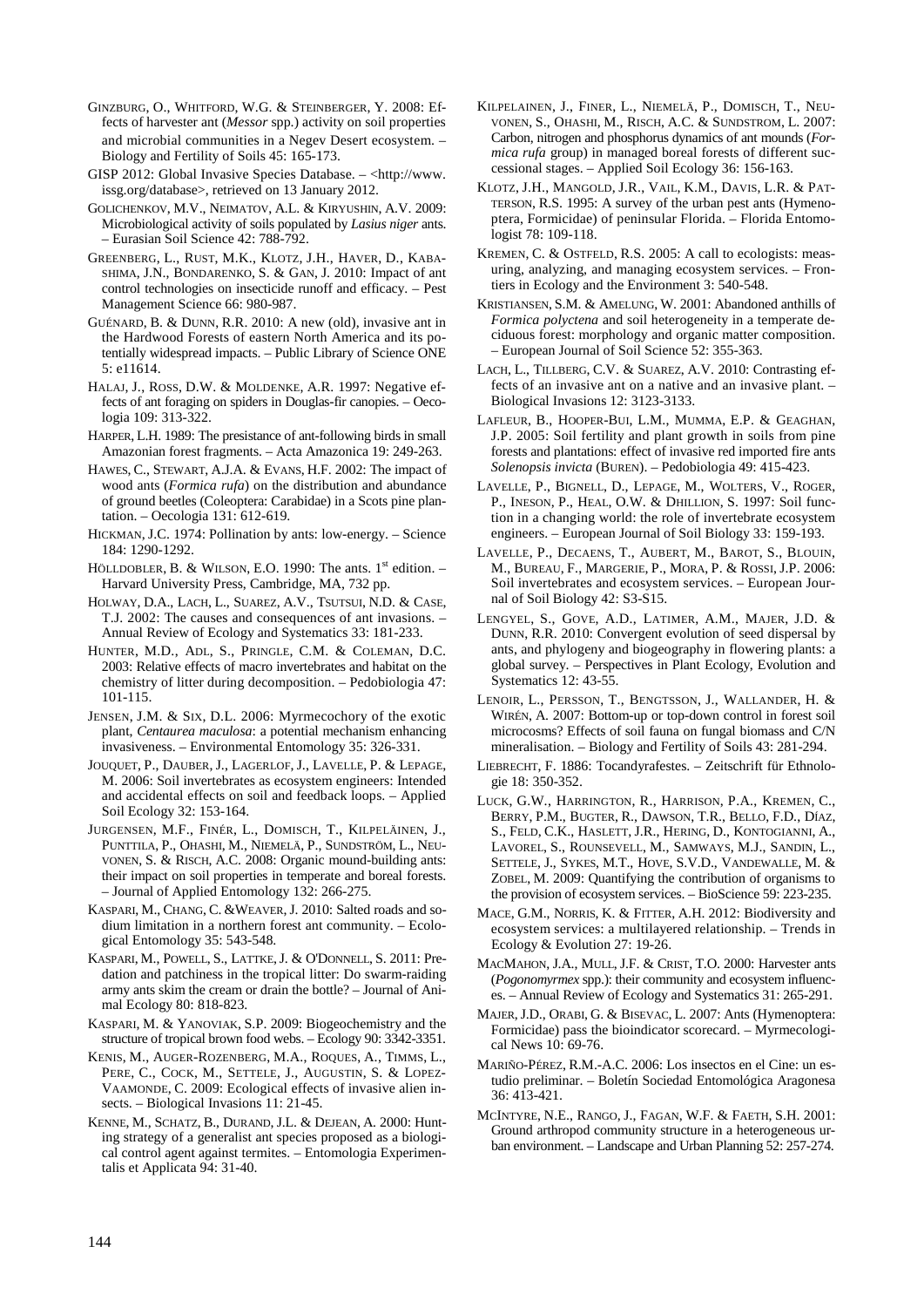GINZBURG, O., WHITFORD, W.G. & STEINBERGER, Y. 2008: Effects of harvester ant (*Messor* spp.) activity on soil properties and microbial communities in a Negev Desert ecosystem. – Biology and Fertility of Soils 45: 165-173.

GISP 2012: Global Invasive Species Database. – <http://www.issg.org/database>, retrieved on 13 January 2012.

GOLICHENKOV, M.V., NEIMATOV, A.L. & KIRYUSHIN, A.V. 2009: Microbiological activity of soils populated by *Lasius niger* ants. – Eurasian Soil Science 42: 788-792.

GREENBERG, L., RUST, M.K., KLOTZ, J.H., HAVER, D., KABASHIMA, J.N., BONDARENKO, S. & GAN, J. 2010: Impact of ant control technologies on insecticide runoff and efficacy. – Pest Management Science 66: 980-987.

GUÉNARD, B. & DUNN, R.R. 2010: A new (old), invasive ant in the Hardwood Forests of eastern North America and its potentially widespread impacts. – Public Library of Science ONE 5: e11614.

HALAJ, J., ROSS, D.W. & MOLDENKE, A.R. 1997: Negative effects of ant foraging on spiders in Douglas-fir canopies. – Oecologia 109: 313-322.

HARPER, L.H. 1989: The presistance of ant-following birds in small Amazonian forest fragments. – Acta Amazonica 19: 249-263.

HAWES, C., STEWART, A.J.A. & EVANS, H.F. 2002: The impact of wood ants (*Formica rufa*) on the distribution and abundance of ground beetles (Coleoptera: Carabidae) in a Scots pine plantation. – Oecologia 131: 612-619.

HICKMAN, J.C. 1974: Pollination by ants: low-energy. – Science 184: 1290-1292.

HÖLLDOBLER, B. & WILSON, E.O. 1990: The ants. 1st edition. – Harvard University Press, Cambridge, MA, 732 pp.

HOLWAY, D.A., LACH, L., SUAREZ, A.V., TSUTSUI, N.D. & CASE, T.J. 2002: The causes and consequences of ant invasions. – Annual Review of Ecology and Systematics 33: 181-233.

HUNTER, M.D., ADL, S., PRINGLE, C.M. & COLEMAN, D.C. 2003: Relative effects of macro invertebrates and habitat on the chemistry of litter during decomposition. – Pedobiologia 47: 101-115.

JENSEN, J.M. & SIX, D.L. 2006: Myrmecochory of the exotic plant, *Centaurea maculosa*: a potential mechanism enhancing invasiveness. – Environmental Entomology 35: 326-331.

JOUQUET, P., DAUBER, J., LAGERLOF, J., LAVELLE, P. & LEPAGE, M. 2006: Soil invertebrates as ecosystem engineers: Intended and accidental effects on soil and feedback loops. – Applied Soil Ecology 32: 153-164.

JURGENSEN, M.F., FINÉR, L., DOMISCH, T., KILPELÄINEN, J., PUNTTILA, P., OHASHI, M., NIEMELÄ, P., SUNDSTRÖM, L., NEUVONEN, S. & RISCH, A.C. 2008: Organic mound-building ants: their impact on soil properties in temperate and boreal forests. – Journal of Applied Entomology 132: 266-275.

KASPARI, M., CHANG, C. &WEAVER, J. 2010: Salted roads and sodium limitation in a northern forest ant community. – Ecological Entomology 35: 543-548.

KASPARI, M., POWELL, S., LATTKE, J. & O'DONNELL, S. 2011: Predation and patchiness in the tropical litter: Do swarm-raiding army ants skim the cream or drain the bottle? – Journal of Animal Ecology 80: 818-823.

KASPARI, M. & YANOVIAK, S.P. 2009: Biogeochemistry and the structure of tropical brown food webs. – Ecology 90: 3342-3351.

KENIS, M., AUGER-ROZENBERG, M.A., ROQUES, A., TIMMS, L., PERE, C., COCK, M., SETTELE, J., AUGUSTIN, S. & LOPEZ-VAAMONDE, C. 2009: Ecological effects of invasive alien insects. – Biological Invasions 11: 21-45.

KENNE, M., SCHATZ, B., DURAND, J.L. & DEJEAN, A. 2000: Hunting strategy of a generalist ant species proposed as a biological control agent against termites. – Entomologia Experimentalis et Applicata 94: 31-40.

KILPELAINEN, J., FINER, L., NIEMELÄ, P., DOMISCH, T., NEUVONEN, S., OHASHI, M., RISCH, A.C. & SUNDSTROM, L. 2007: Carbon, nitrogen and phosphorus dynamics of ant mounds (*Formica rufa* group) in managed boreal forests of different successional stages. – Applied Soil Ecology 36: 156-163.

KLOTZ, J.H., MANGOLD, J.R., VAIL, K.M., DAVIS, L.R. & PATTERSON, R.S. 1995: A survey of the urban pest ants (Hymenoptera, Formicidae) of peninsular Florida. – Florida Entomologist 78: 109-118.

KREMEN, C. & OSTFELD, R.S. 2005: A call to ecologists: measuring, analyzing, and managing ecosystem services. – Frontiers in Ecology and the Environment 3: 540-548.

KRISTIANSEN, S.M. & AMELUNG, W. 2001: Abandoned anthills of *Formica polyctena* and soil heterogeneity in a temperate deciduous forest: morphology and organic matter composition. – European Journal of Soil Science 52: 355-363.

LACH, L., TILLBERG, C.V. & SUAREZ, A.V. 2010: Contrasting effects of an invasive ant on a native and an invasive plant. – Biological Invasions 12: 3123-3133.

LAFLEUR, B., HOOPER-BUI, L.M., MUMMA, E.P. & GEAGHAN, J.P. 2005: Soil fertility and plant growth in soils from pine forests and plantations: effect of invasive red imported fire ants *Solenopsis invicta* (BUREN). – Pedobiologia 49: 415-423.

LAVELLE, P., BIGNELL, D., LEPAGE, M., WOLTERS, V., ROGER, P., INESON, P., HEAL, O.W. & DHILLION, S. 1997: Soil function in a changing world: the role of invertebrate ecosystem engineers. – European Journal of Soil Biology 33: 159-193.

LAVELLE, P., DECAENS, T., AUBERT, M., BAROT, S., BLOUIN, M., BUREAU, F., MARGERIE, P., MORA, P. & ROSSI, J.P. 2006: Soil invertebrates and ecosystem services. – European Journal of Soil Biology 42: S3-S15.

LENGYEL, S., GOVE, A.D., LATIMER, A.M., MAJER, J.D. & DUNN, R.R. 2010: Convergent evolution of seed dispersal by ants, and phylogeny and biogeography in flowering plants: a global survey. – Perspectives in Plant Ecology, Evolution and Systematics 12: 43-55.

LENOIR, L., PERSSON, T., BENGTSSON, J., WALLANDER, H. & WIRÉN, A. 2007: Bottom-up or top-down control in forest soil microcosms? Effects of soil fauna on fungal biomass and C/N mineralisation. – Biology and Fertility of Soils 43: 281-294.

LIEBRECHT, F. 1886: Tocandyrafestes. – Zeitschrift für Ethnologie 18: 350-352.

LUCK, G.W., HARRINGTON, R., HARRISON, P.A., KREMEN, C., BERRY, P.M., BUGTER, R., DAWSON, T.R., BELLO, F.D., DÍAZ, S., FELD, C.K., HASLETT, J.R., HERING, D., KONTOGIANNI, A., LAVOREL, S., ROUNSEVELL, M., SAMWAYS, M.J., SANDIN, L., SETTELE, J., SYKES, M.T., HOVE, S.V.D., VANDEWALLE, M. & ZOBEL, M. 2009: Quantifying the contribution of organisms to the provision of ecosystem services. – BioScience 59: 223-235.

MACE, G.M., NORRIS, K. & FITTER, A.H. 2012: Biodiversity and ecosystem services: a multilayered relationship. – Trends in Ecology & Evolution 27: 19-26.

MACMAHON, J.A., MULL, J.F. & CRIST, T.O. 2000: Harvester ants (*Pogonomyrmex* spp.): their community and ecosystem influences. – Annual Review of Ecology and Systematics 31: 265-291.

MAJER, J.D., ORABI, G. & BISEVAC, L. 2007: Ants (Hymenoptera: Formicidae) pass the bioindicator scorecard. – Myrmecological News 10: 69-76.

MARIÑO-PÉREZ, R.M.-A.C. 2006: Los insectos en el Cine: un estudio preliminar. – Boletín Sociedad Entomológica Aragonesa 36: 413-421.

MCINTYRE, N.E., RANGO, J., FAGAN, W.F. & FAETH, S.H. 2001: Ground arthropod community structure in a heterogeneous urban environment. – Landscape and Urban Planning 52: 257-274.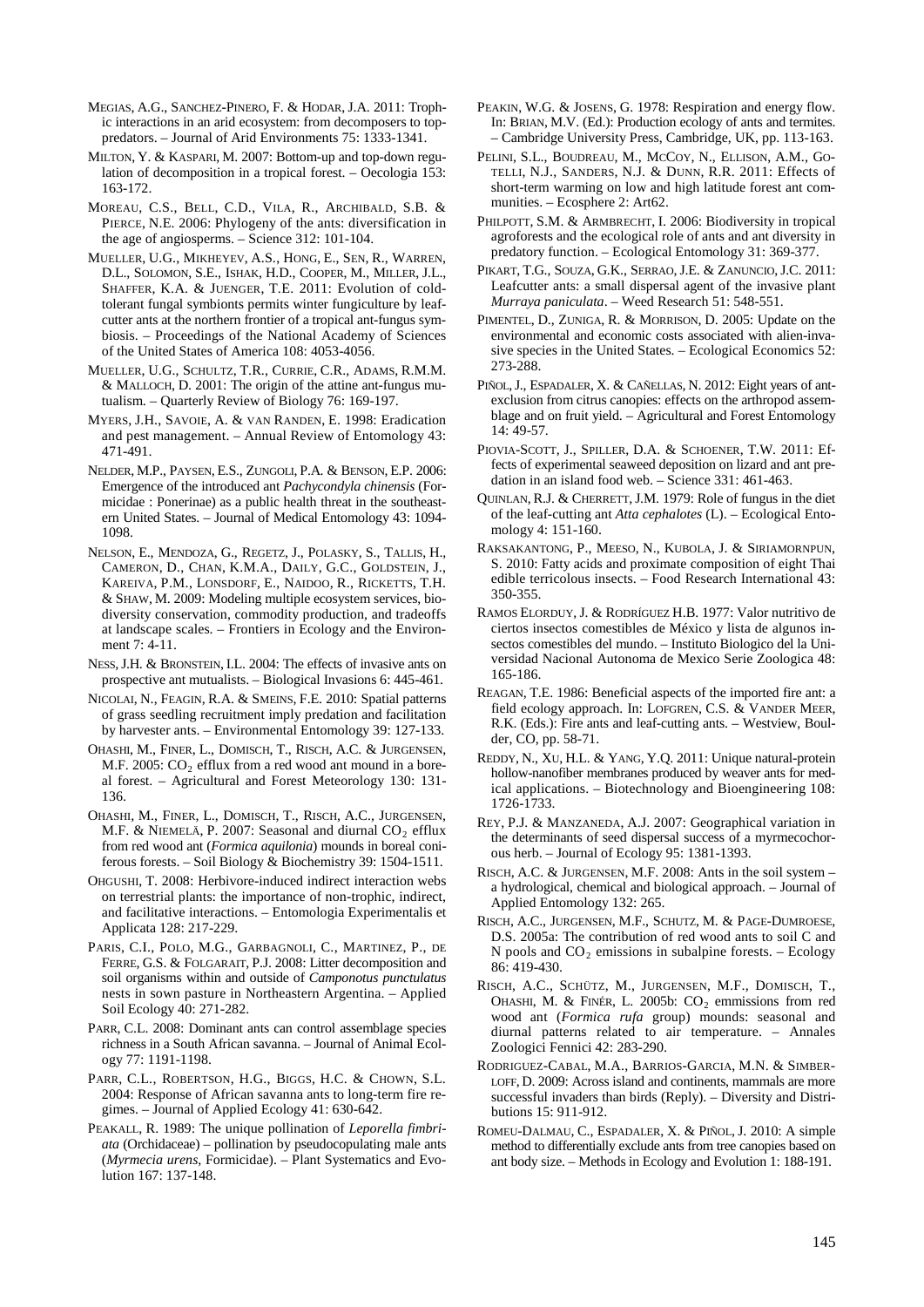MEGIAS, A.G., SANCHEZ-PINERO, F. & HODAR, J.A. 2011: Trophic interactions in an arid ecosystem: from decomposers to top-predators. – Journal of Arid Environments 75: 1333-1341.

MILTON, Y. & KASPARI, M. 2007: Bottom-up and top-down regulation of decomposition in a tropical forest. – Oecologia 153: 163-172.

MOREAU, C.S., BELL, C.D., VILA, R., ARCHIBALD, S.B. & PIERCE, N.E. 2006: Phylogeny of the ants: diversification in the age of angiosperms. – Science 312: 101-104.

MUELLER, U.G., MIKHEYEV, A.S., HONG, E., SEN, R., WARREN, D.L., SOLOMON, S.E., ISHAK, H.D., COOPER, M., MILLER, J.L., SHAFFER, K.A. & JUENGER, T.E. 2011: Evolution of cold-tolerant fungal symbionts permits winter fungiculture by leaf-cutter ants at the northern frontier of a tropical ant-fungus symbiosis. – Proceedings of the National Academy of Sciences of the United States of America 108: 4053-4056.

MUELLER, U.G., SCHULTZ, T.R., CURRIE, C.R., ADAMS, R.M.M. & MALLOCH, D. 2001: The origin of the attine ant-fungus mutualism. – Quarterly Review of Biology 76: 169-197.

MYERS, J.H., SAVOIE, A. & VAN RANDEN, E. 1998: Eradication and pest management. – Annual Review of Entomology 43: 471-491.

NELDER, M.P., PAYSEN, E.S., ZUNGOLI, P.A. & BENSON, E.P. 2006: Emergence of the introduced ant *Pachycondyla chinensis* (Formicidae : Ponerinae) as a public health threat in the southeastern United States. – Journal of Medical Entomology 43: 1094-1098.

NELSON, E., MENDOZA, G., REGETZ, J., POLASKY, S., TALLIS, H., CAMERON, D., CHAN, K.M.A., DAILY, G.C., GOLDSTEIN, J., KAREIVA, P.M., LONSDORF, E., NAIDOO, R., RICKETTS, T.H. & SHAW, M. 2009: Modeling multiple ecosystem services, biodiversity conservation, commodity production, and tradeoffs at landscape scales. – Frontiers in Ecology and the Environment 7: 4-11.

NESS, J.H. & BRONSTEIN, I.L. 2004: The effects of invasive ants on prospective ant mutualists. – Biological Invasions 6: 445-461.

NICOLAI, N., FEAGIN, R.A. & SMEINS, F.E. 2010: Spatial patterns of grass seedling recruitment imply predation and facilitation by harvester ants. – Environmental Entomology 39: 127-133.

OHASHI, M., FINER, L., DOMISCH, T., RISCH, A.C. & JURGENSEN, M.F. 2005: $CO_2$ efflux from a red wood ant mound in a boreal forest. – Agricultural and Forest Meteorology 130: 131-136.

OHASHI, M., FINER, L., DOMISCH, T., RISCH, A.C., JURGENSEN, M.F. & NIEMELÄ, P. 2007: Seasonal and diurnal $CO_2$ efflux from red wood ant (*Formica aquilonia*) mounds in boreal coniferous forests. – Soil Biology & Biochemistry 39: 1504-1511.

OHGUSHI, T. 2008: Herbivore-induced indirect interaction webs on terrestrial plants: the importance of non-trophic, indirect, and facilitative interactions. – Entomologia Experimentalis et Applicata 128: 217-229.

PARIS, C.I., POLO, M.G., GARBAGNOLI, C., MARTINEZ, P., DE FERRE, G.S. & FOLGARAIT, P.J. 2008: Litter decomposition and soil organisms within and outside of *Camponotus punctulatus* nests in sown pasture in Northeastern Argentina. – Applied Soil Ecology 40: 271-282.

PARR, C.L. 2008: Dominant ants can control assemblage species richness in a South African savanna. – Journal of Animal Ecology 77: 1191-1198.

PARR, C.L., ROBERTSON, H.G., BIGGS, H.C. & CHOWN, S.L. 2004: Response of African savanna ants to long-term fire regimes. – Journal of Applied Ecology 41: 630-642.

PEAKALL, R. 1989: The unique pollination of *Leporella fimbriata* (Orchidaceae) – pollination by pseudocopulating male ants (*Myrmecia urens*, Formicidae). – Plant Systematics and Evolution 167: 137-148.

PEAKIN, W.G. & JOSENS, G. 1978: Respiration and energy flow. In: BRIAN, M.V. (Ed.): Production ecology of ants and termites. – Cambridge University Press, Cambridge, UK, pp. 113-163.

PELINI, S.L., BOUDREAU, M., MCCOY, N., ELLISON, A.M., GOTELLI, N.J., SANDERS, N.J. & DUNN, R.R. 2011: Effects of short-term warming on low and high latitude forest ant communities. – Ecosphere 2: Art62.

PHILPOTT, S.M. & ARMBRECHT, I. 2006: Biodiversity in tropical agroforests and the ecological role of ants and ant diversity in predatory function. – Ecological Entomology 31: 369-377.

PIKART, T.G., SOUZA, G.K., SERRAO, J.E. & ZANUNCIO, J.C. 2011: Leafcutter ants: a small dispersal agent of the invasive plant *Murraya paniculata*. – Weed Research 51: 548-551.

PIMENTEL, D., ZUNIGA, R. & MORRISON, D. 2005: Update on the environmental and economic costs associated with alien-invasive species in the United States. – Ecological Economics 52: 273-288.

PIÑOL, J., ESPADALER, X. & CAÑELLAS, N. 2012: Eight years of ant-exclusion from citrus canopies: effects on the arthropod assemblage and on fruit yield. – Agricultural and Forest Entomology 14: 49-57.

PIOVIA-SCOTT, J., SPILLER, D.A. & SCHOENER, T.W. 2011: Effects of experimental seaweed deposition on lizard and ant predation in an island food web. – Science 331: 461-463.

QUINLAN, R.J. & CHERRETT, J.M. 1979: Role of fungus in the diet of the leaf-cutting ant *Atta cephalotes* (L). – Ecological Entomology 4: 151-160.

RAKSAKANTONG, P., MEESO, N., KUBOLA, J. & SIRIAMORNPUN, S. 2010: Fatty acids and proximate composition of eight Thai edible terricolous insects. – Food Research International 43: 350-355.

RAMOS ELORDUY, J. & RODRÍGUEZ H.B. 1977: Valor nutritivo de ciertos insectos comestibles de México y lista de algunos insectos comestibles del mundo. – Instituto Biologico del la Universidad Nacional Autonoma de Mexico Serie Zoologica 48: 165-186.

REAGAN, T.E. 1986: Beneficial aspects of the imported fire ant: a field ecology approach. In: LOFGREN, C.S. & VANDER MEER, R.K. (Eds.): Fire ants and leaf-cutting ants. – Westview, Boulder, CO, pp. 58-71.

REDDY, N., XU, H.L. & YANG, Y.Q. 2011: Unique natural-protein hollow-nanofiber membranes produced by weaver ants for medical applications. – Biotechnology and Bioengineering 108: 1726-1733.

REY, P.J. & MANZANEDA, A.J. 2007: Geographical variation in the determinants of seed dispersal success of a myrmecochorous herb. – Journal of Ecology 95: 1381-1393.

RISCH, A.C. & JURGENSEN, M.F. 2008: Ants in the soil system – a hydrological, chemical and biological approach. – Journal of Applied Entomology 132: 265.

RISCH, A.C., JURGENSEN, M.F., SCHUTZ, M. & PAGE-DUMROESE, D.S. 2005a: The contribution of red wood ants to soil C and N pools and $CO_2$ emissions in subalpine forests. – Ecology 86: 419-430.

RISCH, A.C., SCHÜTZ, M., JURGENSEN, M.F., DOMISCH, T., OHASHI, M. & FINÉR, L. 2005b: $CO_2$ emmissions from red wood ant (*Formica rufa* group) mounds: seasonal and diurnal patterns related to air temperature. – Annales Zoologici Fennici 42: 283-290.

RODRIGUEZ-CABAL, M.A., BARRIOS-GARCIA, M.N. & SIMBERLOFF, D. 2009: Across island and continents, mammals are more successful invaders than birds (Reply). – Diversity and Distributions 15: 911-912.

ROMEU-DALMAU, C., ESPADALER, X. & PIÑOL, J. 2010: A simple method to differentially exclude ants from tree canopies based on ant body size. – Methods in Ecology and Evolution 1: 188-191.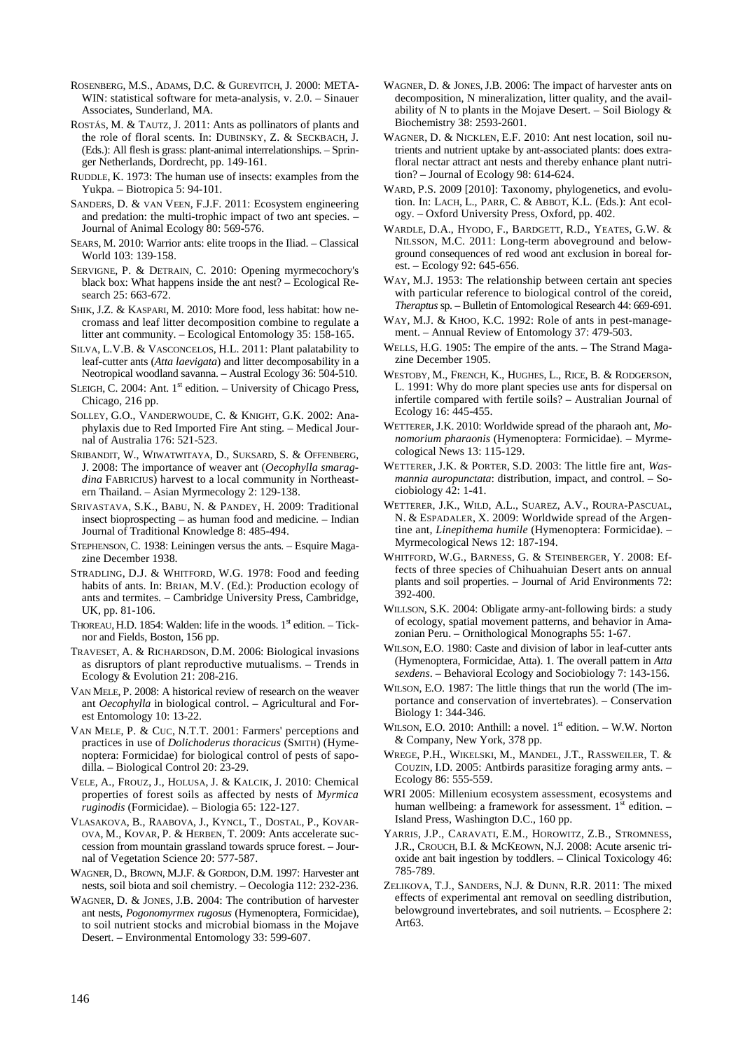ROSENBERG, M.S., ADAMS, D.C. & GUREVITCH, J. 2000: META-WIN: statistical software for meta-analysis, v. 2.0. – Sinauer Associates, Sunderland, MA.

ROSTÁS, M. & TAUTZ, J. 2011: Ants as pollinators of plants and the role of floral scents. In: DUBINSKY, Z. & SECKBACH, J. (Eds.): All flesh is grass: plant-animal interrelationships. – Springer Netherlands, Dordrecht, pp. 149-161.

RUDDLE, K. 1973: The human use of insects: examples from the Yukpa. – Biotropica 5: 94-101.

SANDERS, D. & VAN VEEN, F.J.F. 2011: Ecosystem engineering and predation: the multi-trophic impact of two ant species. – Journal of Animal Ecology 80: 569-576.

SEARS, M. 2010: Warrior ants: elite troops in the Iliad. – Classical World 103: 139-158.

SERVIGNE, P. & DETRAIN, C. 2010: Opening myrmecochory's black box: What happens inside the ant nest? – Ecological Research 25: 663-672.

SHIK, J.Z. & KASPARI, M. 2010: More food, less habitat: how necromass and leaf litter decomposition combine to regulate a litter ant community. – Ecological Entomology 35: 158-165.

SILVA, L.V.B. & VASCONCELOS, H.L. 2011: Plant palatability to leaf-cutter ants (*Atta laevigata*) and litter decomposability in a Neotropical woodland savanna. – Austral Ecology 36: 504-510.

SLEIGH, C. 2004: Ant. 1st edition. – University of Chicago Press, Chicago, 216 pp.

SOLLEY, G.O., VANDERWOUDE, C. & KNIGHT, G.K. 2002: Anaphylaxis due to Red Imported Fire Ant sting. – Medical Journal of Australia 176: 521-523.

SRIBANDIT, W., WIWATWITAYA, D., SUKSARD, S. & OFFENBERG, J. 2008: The importance of weaver ant (*Oecophylla smaragdina* FABRICIUS) harvest to a local community in Northeastern Thailand. – Asian Myrmecology 2: 129-138.

SRIVASTAVA, S.K., BABU, N. & PANDEY, H. 2009: Traditional insect bioprospecting – as human food and medicine. – Indian Journal of Traditional Knowledge 8: 485-494.

STEPHENSON, C. 1938: Leiningen versus the ants. – Esquire Magazine December 1938.

STRADLING, D.J. & WHITFORD, W.G. 1978: Food and feeding habits of ants. In: BRIAN, M.V. (Ed.): Production ecology of ants and termites. – Cambridge University Press, Cambridge, UK, pp. 81-106.

THOREAU, H.D. 1854: Walden: life in the woods. 1st edition. – Ticknor and Fields, Boston, 156 pp.

TRAVESET, A. & RICHARDSON, D.M. 2006: Biological invasions as disruptors of plant reproductive mutualisms. – Trends in Ecology & Evolution 21: 208-216.

VAN MELE, P. 2008: A historical review of research on the weaver ant *Oecophylla* in biological control. – Agricultural and Forest Entomology 10: 13-22.

VAN MELE, P. & CUC, N.T.T. 2001: Farmers' perceptions and practices in use of *Dolichoderus thoracicus* (SMITH) (Hymenoptera: Formicidae) for biological control of pests of sapodilla. – Biological Control 20: 23-29.

VELE, A., FROUZ, J., HOLUSA, J. & KALCIK, J. 2010: Chemical properties of forest soils as affected by nests of *Myrmica ruginodis* (Formicidae). – Biologia 65: 122-127.

VLASAKOVA, B., RAABOVA, J., KYNCL, T., DOSTAL, P., KOVAROVA, M., KOVAR, P. & HERBEN, T. 2009: Ants accelerate succession from mountain grassland towards spruce forest. – Journal of Vegetation Science 20: 577-587.

WAGNER, D., BROWN, M.J.F. & GORDON, D.M. 1997: Harvester ant nests, soil biota and soil chemistry. – Oecologia 112: 232-236.

WAGNER, D. & JONES, J.B. 2004: The contribution of harvester ant nests, *Pogonomyrmex rugosus* (Hymenoptera, Formicidae), to soil nutrient stocks and microbial biomass in the Mojave Desert. – Environmental Entomology 33: 599-607.

WAGNER, D. & JONES, J.B. 2006: The impact of harvester ants on decomposition, N mineralization, litter quality, and the availability of N to plants in the Mojave Desert. – Soil Biology & Biochemistry 38: 2593-2601.

WAGNER, D. & NICKLEN, E.F. 2010: Ant nest location, soil nutrients and nutrient uptake by ant-associated plants: does extrafloral nectar attract ant nests and thereby enhance plant nutrition? – Journal of Ecology 98: 614-624.

WARD, P.S. 2009 [2010]: Taxonomy, phylogenetics, and evolution. In: LACH, L., PARR, C. & ABBOT, K.L. (Eds.): Ant ecology. – Oxford University Press, Oxford, pp. 402.

WARDLE, D.A., HYODO, F., BARDGETT, R.D., YEATES, G.W. & NILSSON, M.C. 2011: Long-term aboveground and belowground consequences of red wood ant exclusion in boreal forest. – Ecology 92: 645-656.

WAY, M.J. 1953: The relationship between certain ant species with particular reference to biological control of the coreid, *Theraptus* sp. – Bulletin of Entomological Research 44: 669-691.

WAY, M.J. & KHOO, K.C. 1992: Role of ants in pest-management. – Annual Review of Entomology 37: 479-503.

WELLS, H.G. 1905: The empire of the ants. – The Strand Magazine December 1905.

WESTOBY, M., FRENCH, K., HUGHES, L., RICE, B. & RODGERSON, L. 1991: Why do more plant species use ants for dispersal on infertile compared with fertile soils? – Australian Journal of Ecology 16: 445-455.

WETTERER, J.K. 2010: Worldwide spread of the pharaoh ant, *Monomorium pharaonis* (Hymenoptera: Formicidae). – Myrmecological News 13: 115-129.

WETTERER, J.K. & PORTER, S.D. 2003: The little fire ant, *Wasmannia auropunctata*: distribution, impact, and control. – Sociobiology 42: 1-41.

WETTERER, J.K., WILD, A.L., SUAREZ, A.V., ROURA-PASCUAL, N. & ESPADALER, X. 2009: Worldwide spread of the Argentine ant, *Linepithema humile* (Hymenoptera: Formicidae). – Myrmecological News 12: 187-194.

WHITFORD, W.G., BARNESS, G. & STEINBERGER, Y. 2008: Effects of three species of Chihuahuian Desert ants on annual plants and soil properties. – Journal of Arid Environments 72: 392-400.

WILLSON, S.K. 2004: Obligate army-ant-following birds: a study of ecology, spatial movement patterns, and behavior in Amazonian Peru. – Ornithological Monographs 55: 1-67.

WILSON, E.O. 1980: Caste and division of labor in leaf-cutter ants (Hymenoptera, Formicidae, Atta). 1. The overall pattern in *Atta sexdens*. – Behavioral Ecology and Sociobiology 7: 143-156.

WILSON, E.O. 1987: The little things that run the world (The importance and conservation of invertebrates). – Conservation Biology 1: 344-346.

WILSON, E.O. 2010: Anthill: a novel. 1st edition. – W.W. Norton & Company, New York, 378 pp.

WREGE, P.H., WIKELSKI, M., MANDEL, J.T., RASSWEILER, T. & COUZIN, I.D. 2005: Antbirds parasitize foraging army ants. – Ecology 86: 555-559.

WRI 2005: Millenium ecosystem assessment, ecosystems and human wellbeing: a framework for assessment. 1st edition. – Island Press, Washington D.C., 160 pp.

YARRIS, J.P., CARAVATI, E.M., HOROWITZ, Z.B., STROMNESS, J.R., CROUCH, B.I. & MCKEOWN, N.J. 2008: Acute arsenic trioxide ant bait ingestion by toddlers. – Clinical Toxicology 46: 785-789.

ZELIKOVA, T.J., SANDERS, N.J. & DUNN, R.R. 2011: The mixed effects of experimental ant removal on seedling distribution, belowground invertebrates, and soil nutrients. – Ecosphere 2: Art63.